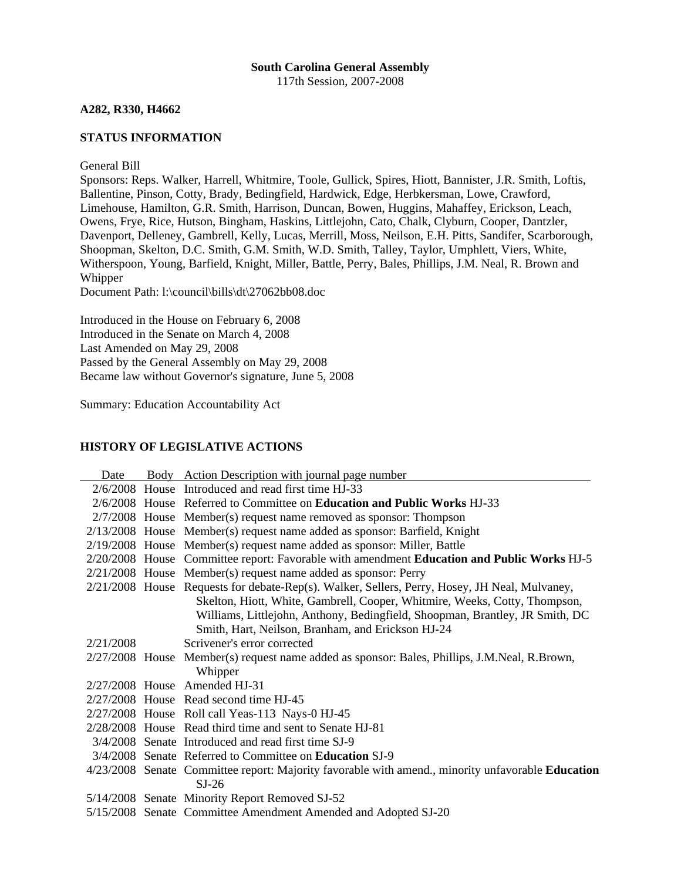**South Carolina General Assembly**
117th Session, 2007-2008

**A282, R330, H4662**

**STATUS INFORMATION**

General Bill
Sponsors: Reps. Walker, Harrell, Whitmire, Toole, Gullick, Spires, Hiott, Bannister, J.R. Smith, Loftis, Ballentine, Pinson, Cotty, Brady, Bedingfield, Hardwick, Edge, Herbkersman, Lowe, Crawford, Limehouse, Hamilton, G.R. Smith, Harrison, Duncan, Bowen, Huggins, Mahaffey, Erickson, Leach, Owens, Frye, Rice, Hutson, Bingham, Haskins, Littlejohn, Cato, Chalk, Clyburn, Cooper, Dantzler, Davenport, Delleney, Gambrell, Kelly, Lucas, Merrill, Moss, Neilson, E.H. Pitts, Sandifer, Scarborough, Shoopman, Skelton, D.C. Smith, G.M. Smith, W.D. Smith, Talley, Taylor, Umphlett, Viers, White, Witherspoon, Young, Barfield, Knight, Miller, Battle, Perry, Bales, Phillips, J.M. Neal, R. Brown and Whipper
Document Path: l:\council\bills\dt\27062bb08.doc

Introduced in the House on February 6, 2008
Introduced in the Senate on March 4, 2008
Last Amended on May 29, 2008
Passed by the General Assembly on May 29, 2008
Became law without Governor's signature, June 5, 2008

Summary: Education Accountability Act

**HISTORY OF LEGISLATIVE ACTIONS**

| Date | Body | Action Description with journal page number |
|---|---|---|
| 2/6/2008 | House | Introduced and read first time HJ-33 |
| 2/6/2008 | House | Referred to Committee on **Education and Public Works** HJ-33 |
| 2/7/2008 | House | Member(s) request name removed as sponsor: Thompson |
| 2/13/2008 | House | Member(s) request name added as sponsor: Barfield, Knight |
| 2/19/2008 | House | Member(s) request name added as sponsor: Miller, Battle |
| 2/20/2008 | House | Committee report: Favorable with amendment **Education and Public Works** HJ-5 |
| 2/21/2008 | House | Member(s) request name added as sponsor: Perry |
| 2/21/2008 | House | Requests for debate-Rep(s). Walker, Sellers, Perry, Hosey, JH Neal, Mulvaney, Skelton, Hiott, White, Gambrell, Cooper, Whitmire, Weeks, Cotty, Thompson, Williams, Littlejohn, Anthony, Bedingfield, Shoopman, Brantley, JR Smith, DC Smith, Hart, Neilson, Branham, and Erickson HJ-24 |
| 2/21/2008 | | Scrivener's error corrected |
| 2/27/2008 | House | Member(s) request name added as sponsor: Bales, Phillips, J.M.Neal, R.Brown, Whipper |
| 2/27/2008 | House | Amended HJ-31 |
| 2/27/2008 | House | Read second time HJ-45 |
| 2/27/2008 | House | Roll call Yeas-113 Nays-0 HJ-45 |
| 2/28/2008 | House | Read third time and sent to Senate HJ-81 |
| 3/4/2008 | Senate | Introduced and read first time SJ-9 |
| 3/4/2008 | Senate | Referred to Committee on **Education** SJ-9 |
| 4/23/2008 | Senate | Committee report: Majority favorable with amend., minority unfavorable **Education** SJ-26 |
| 5/14/2008 | Senate | Minority Report Removed SJ-52 |
| 5/15/2008 | Senate | Committee Amendment Amended and Adopted SJ-20 |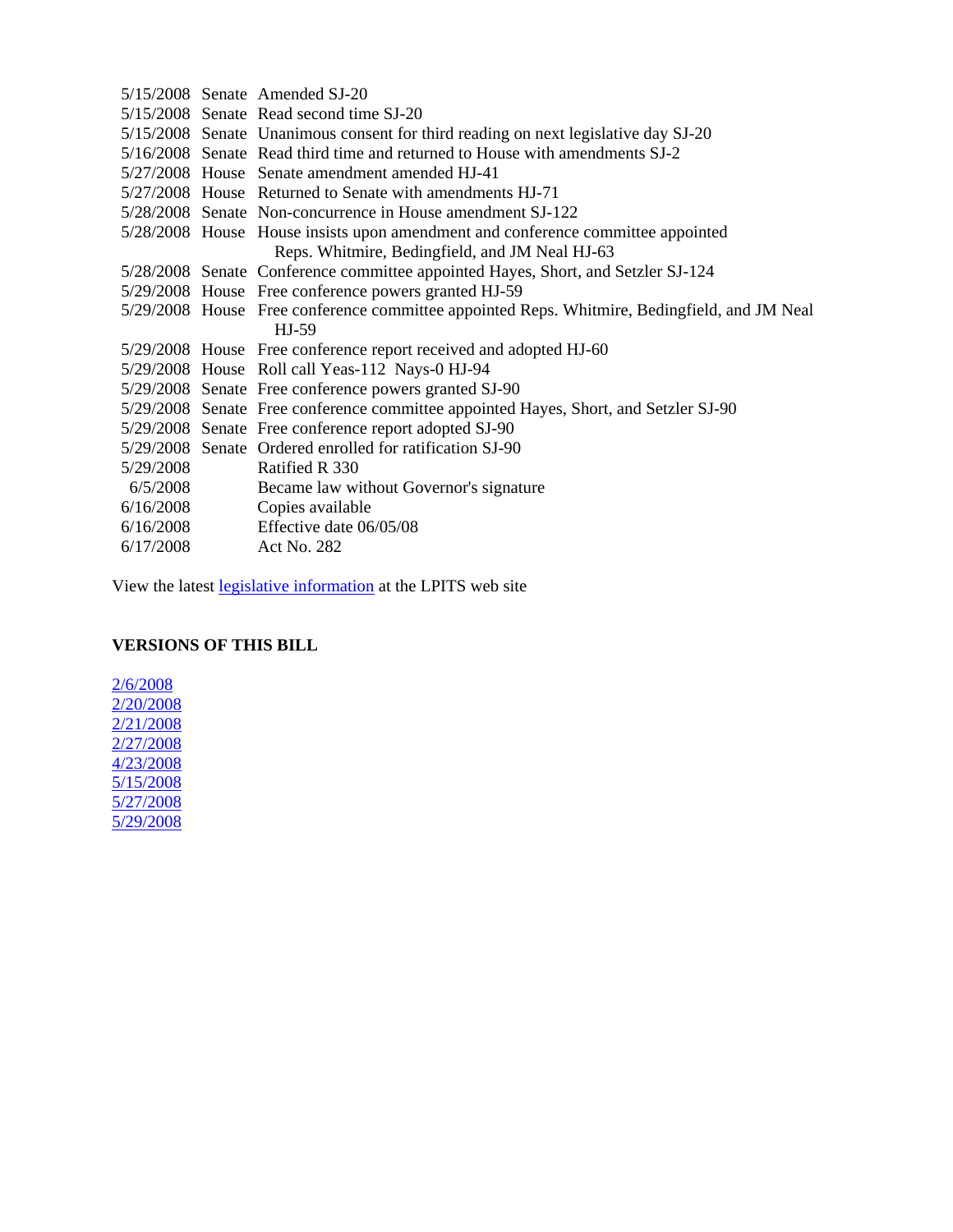| | | |
|---|---|---|
| 5/15/2008 | Senate | Amended SJ-20 |
| 5/15/2008 | Senate | Read second time SJ-20 |
| 5/15/2008 | Senate | Unanimous consent for third reading on next legislative day SJ-20 |
| 5/16/2008 | Senate | Read third time and returned to House with amendments SJ-2 |
| 5/27/2008 | House | Senate amendment amended HJ-41 |
| 5/27/2008 | House | Returned to Senate with amendments HJ-71 |
| 5/28/2008 | Senate | Non-concurrence in House amendment SJ-122 |
| 5/28/2008 | House | House insists upon amendment and conference committee appointed Reps. Whitmire, Bedingfield, and JM Neal HJ-63 |
| 5/28/2008 | Senate | Conference committee appointed Hayes, Short, and Setzler SJ-124 |
| 5/29/2008 | House | Free conference powers granted HJ-59 |
| 5/29/2008 | House | Free conference committee appointed Reps. Whitmire, Bedingfield, and JM Neal HJ-59 |
| 5/29/2008 | House | Free conference report received and adopted HJ-60 |
| 5/29/2008 | House | Roll call Yeas-112 Nays-0 HJ-94 |
| 5/29/2008 | Senate | Free conference powers granted SJ-90 |
| 5/29/2008 | Senate | Free conference committee appointed Hayes, Short, and Setzler SJ-90 |
| 5/29/2008 | Senate | Free conference report adopted SJ-90 |
| 5/29/2008 | Senate | Ordered enrolled for ratification SJ-90 |
| 5/29/2008 | | Ratified R 330 |
| 6/5/2008 | | Became law without Governor's signature |
| 6/16/2008 | | Copies available |
| 6/16/2008 | | Effective date 06/05/08 |
| 6/17/2008 | | Act No. 282 |

View the latest legislative information at the LPITS web site

**VERSIONS OF THIS BILL**

2/6/2008
2/20/2008
2/21/2008
2/27/2008
4/23/2008
5/15/2008
5/27/2008
5/29/2008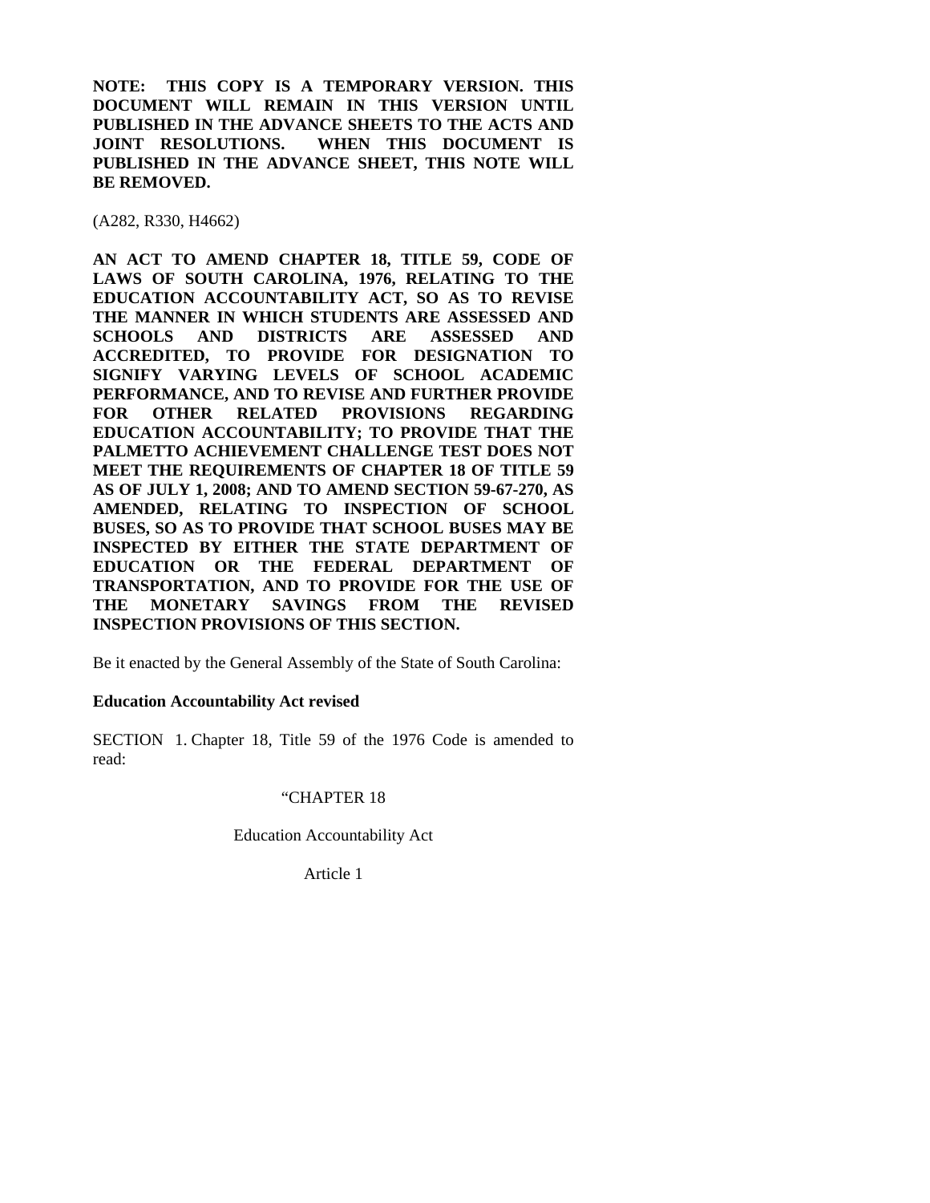**NOTE: THIS COPY IS A TEMPORARY VERSION. THIS DOCUMENT WILL REMAIN IN THIS VERSION UNTIL PUBLISHED IN THE ADVANCE SHEETS TO THE ACTS AND JOINT RESOLUTIONS. WHEN THIS DOCUMENT IS PUBLISHED IN THE ADVANCE SHEET, THIS NOTE WILL BE REMOVED.**

(A282, R330, H4662)

**AN ACT TO AMEND CHAPTER 18, TITLE 59, CODE OF LAWS OF SOUTH CAROLINA, 1976, RELATING TO THE EDUCATION ACCOUNTABILITY ACT, SO AS TO REVISE THE MANNER IN WHICH STUDENTS ARE ASSESSED AND SCHOOLS AND DISTRICTS ARE ASSESSED AND ACCREDITED, TO PROVIDE FOR DESIGNATION TO SIGNIFY VARYING LEVELS OF SCHOOL ACADEMIC PERFORMANCE, AND TO REVISE AND FURTHER PROVIDE FOR OTHER RELATED PROVISIONS REGARDING EDUCATION ACCOUNTABILITY; TO PROVIDE THAT THE PALMETTO ACHIEVEMENT CHALLENGE TEST DOES NOT MEET THE REQUIREMENTS OF CHAPTER 18 OF TITLE 59 AS OF JULY 1, 2008; AND TO AMEND SECTION 59-67-270, AS AMENDED, RELATING TO INSPECTION OF SCHOOL BUSES, SO AS TO PROVIDE THAT SCHOOL BUSES MAY BE INSPECTED BY EITHER THE STATE DEPARTMENT OF EDUCATION OR THE FEDERAL DEPARTMENT OF TRANSPORTATION, AND TO PROVIDE FOR THE USE OF THE MONETARY SAVINGS FROM THE REVISED INSPECTION PROVISIONS OF THIS SECTION.**

Be it enacted by the General Assembly of the State of South Carolina:

**Education Accountability Act revised**

SECTION 1. Chapter 18, Title 59 of the 1976 Code is amended to read:

"CHAPTER 18

Education Accountability Act

Article 1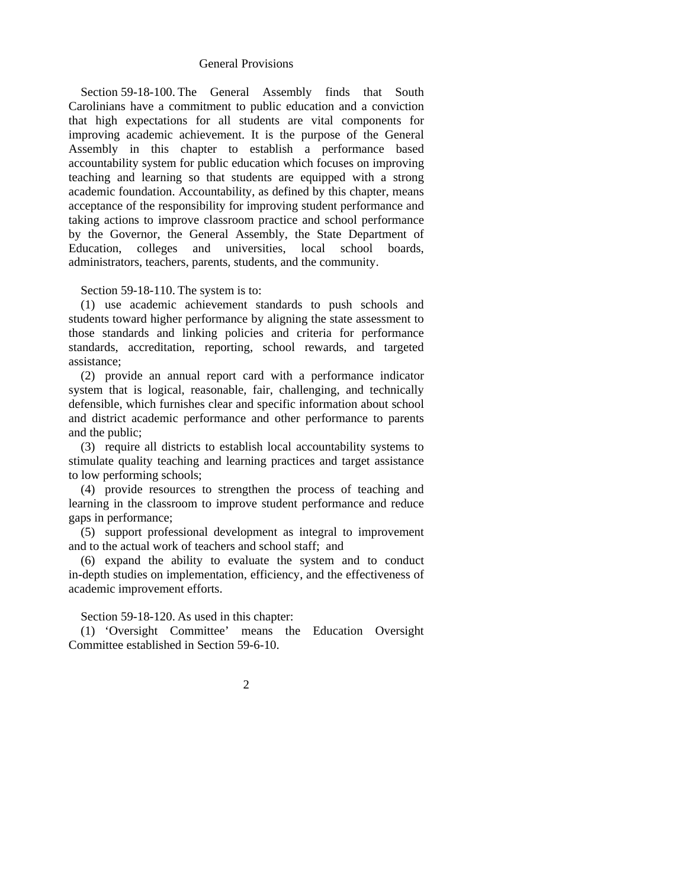## General Provisions

Section 59-18-100. The General Assembly finds that South Carolinians have a commitment to public education and a conviction that high expectations for all students are vital components for improving academic achievement. It is the purpose of the General Assembly in this chapter to establish a performance based accountability system for public education which focuses on improving teaching and learning so that students are equipped with a strong academic foundation. Accountability, as defined by this chapter, means acceptance of the responsibility for improving student performance and taking actions to improve classroom practice and school performance by the Governor, the General Assembly, the State Department of Education, colleges and universities, local school boards, administrators, teachers, parents, students, and the community.

Section 59-18-110. The system is to:

(1) use academic achievement standards to push schools and students toward higher performance by aligning the state assessment to those standards and linking policies and criteria for performance standards, accreditation, reporting, school rewards, and targeted assistance;

(2) provide an annual report card with a performance indicator system that is logical, reasonable, fair, challenging, and technically defensible, which furnishes clear and specific information about school and district academic performance and other performance to parents and the public;

(3) require all districts to establish local accountability systems to stimulate quality teaching and learning practices and target assistance to low performing schools;

(4) provide resources to strengthen the process of teaching and learning in the classroom to improve student performance and reduce gaps in performance;

(5) support professional development as integral to improvement and to the actual work of teachers and school staff; and

(6) expand the ability to evaluate the system and to conduct in-depth studies on implementation, efficiency, and the effectiveness of academic improvement efforts.

Section 59-18-120. As used in this chapter:

(1) 'Oversight Committee' means the Education Oversight Committee established in Section 59-6-10.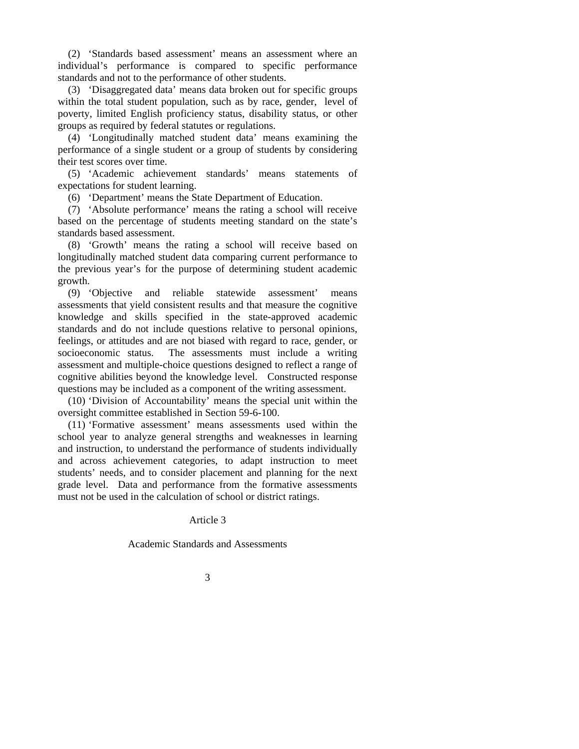(2) 'Standards based assessment' means an assessment where an individual's performance is compared to specific performance standards and not to the performance of other students.

(3) 'Disaggregated data' means data broken out for specific groups within the total student population, such as by race, gender, level of poverty, limited English proficiency status, disability status, or other groups as required by federal statutes or regulations.

(4) 'Longitudinally matched student data' means examining the performance of a single student or a group of students by considering their test scores over time.

(5) 'Academic achievement standards' means statements of expectations for student learning.

(6) 'Department' means the State Department of Education.

(7) 'Absolute performance' means the rating a school will receive based on the percentage of students meeting standard on the state's standards based assessment.

(8) 'Growth' means the rating a school will receive based on longitudinally matched student data comparing current performance to the previous year's for the purpose of determining student academic growth.

(9) 'Objective and reliable statewide assessment' means assessments that yield consistent results and that measure the cognitive knowledge and skills specified in the state-approved academic standards and do not include questions relative to personal opinions, feelings, or attitudes and are not biased with regard to race, gender, or socioeconomic status. The assessments must include a writing assessment and multiple-choice questions designed to reflect a range of cognitive abilities beyond the knowledge level. Constructed response questions may be included as a component of the writing assessment.

(10) 'Division of Accountability' means the special unit within the oversight committee established in Section 59-6-100.

(11) 'Formative assessment' means assessments used within the school year to analyze general strengths and weaknesses in learning and instruction, to understand the performance of students individually and across achievement categories, to adapt instruction to meet students' needs, and to consider placement and planning for the next grade level. Data and performance from the formative assessments must not be used in the calculation of school or district ratings.

Article 3

Academic Standards and Assessments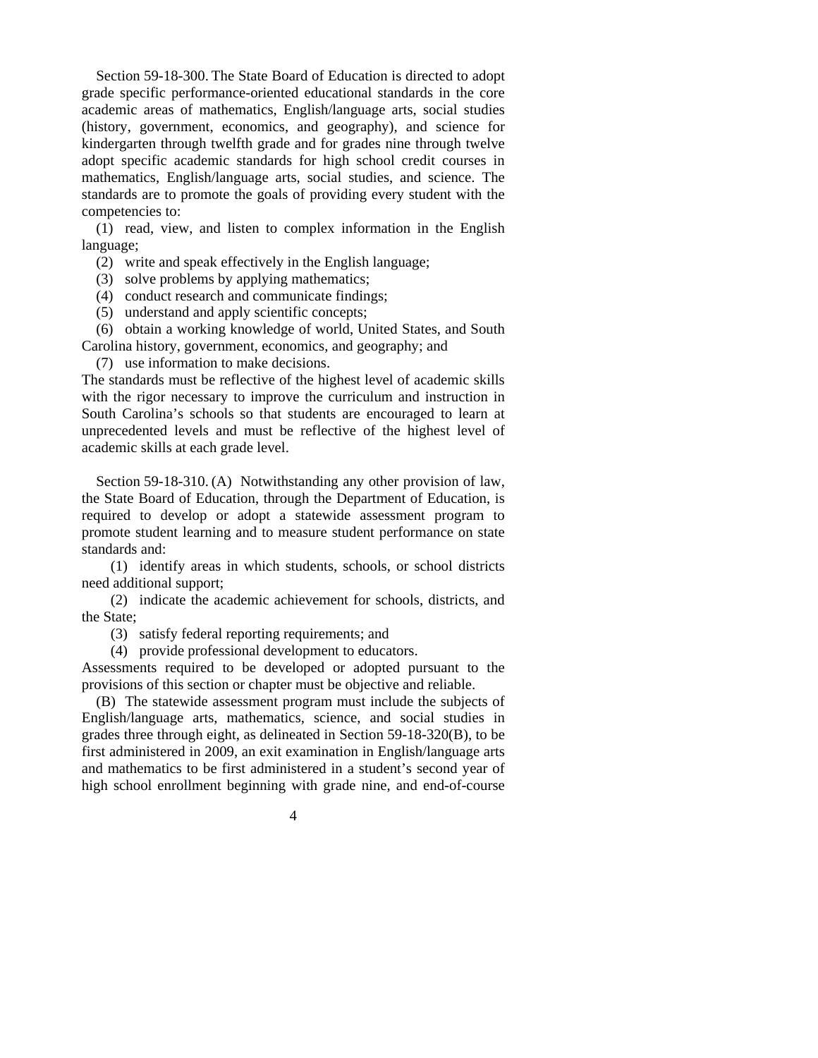Section 59-18-300. The State Board of Education is directed to adopt grade specific performance-oriented educational standards in the core academic areas of mathematics, English/language arts, social studies (history, government, economics, and geography), and science for kindergarten through twelfth grade and for grades nine through twelve adopt specific academic standards for high school credit courses in mathematics, English/language arts, social studies, and science. The standards are to promote the goals of providing every student with the competencies to:

(1) read, view, and listen to complex information in the English language;

(2) write and speak effectively in the English language;

(3) solve problems by applying mathematics;

(4) conduct research and communicate findings;

(5) understand and apply scientific concepts;

(6) obtain a working knowledge of world, United States, and South Carolina history, government, economics, and geography; and

(7) use information to make decisions.

The standards must be reflective of the highest level of academic skills with the rigor necessary to improve the curriculum and instruction in South Carolina's schools so that students are encouraged to learn at unprecedented levels and must be reflective of the highest level of academic skills at each grade level.

Section 59-18-310. (A) Notwithstanding any other provision of law, the State Board of Education, through the Department of Education, is required to develop or adopt a statewide assessment program to promote student learning and to measure student performance on state standards and:

(1) identify areas in which students, schools, or school districts need additional support;

(2) indicate the academic achievement for schools, districts, and the State;

(3) satisfy federal reporting requirements; and

(4) provide professional development to educators.

Assessments required to be developed or adopted pursuant to the provisions of this section or chapter must be objective and reliable.

(B) The statewide assessment program must include the subjects of English/language arts, mathematics, science, and social studies in grades three through eight, as delineated in Section 59-18-320(B), to be first administered in 2009, an exit examination in English/language arts and mathematics to be first administered in a student's second year of high school enrollment beginning with grade nine, and end-of-course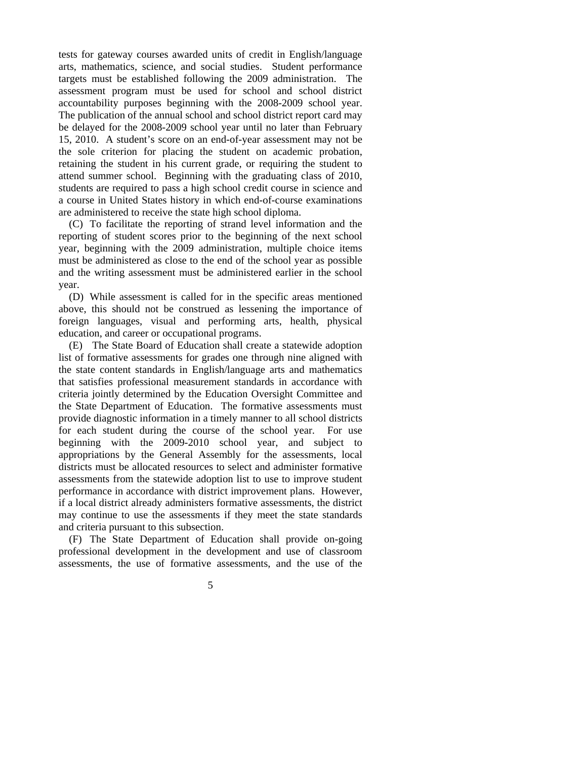tests for gateway courses awarded units of credit in English/language arts, mathematics, science, and social studies. Student performance targets must be established following the 2009 administration. The assessment program must be used for school and school district accountability purposes beginning with the 2008-2009 school year. The publication of the annual school and school district report card may be delayed for the 2008-2009 school year until no later than February 15, 2010. A student's score on an end-of-year assessment may not be the sole criterion for placing the student on academic probation, retaining the student in his current grade, or requiring the student to attend summer school. Beginning with the graduating class of 2010, students are required to pass a high school credit course in science and a course in United States history in which end-of-course examinations are administered to receive the state high school diploma.

(C) To facilitate the reporting of strand level information and the reporting of student scores prior to the beginning of the next school year, beginning with the 2009 administration, multiple choice items must be administered as close to the end of the school year as possible and the writing assessment must be administered earlier in the school year.

(D) While assessment is called for in the specific areas mentioned above, this should not be construed as lessening the importance of foreign languages, visual and performing arts, health, physical education, and career or occupational programs.

(E) The State Board of Education shall create a statewide adoption list of formative assessments for grades one through nine aligned with the state content standards in English/language arts and mathematics that satisfies professional measurement standards in accordance with criteria jointly determined by the Education Oversight Committee and the State Department of Education. The formative assessments must provide diagnostic information in a timely manner to all school districts for each student during the course of the school year. For use beginning with the 2009-2010 school year, and subject to appropriations by the General Assembly for the assessments, local districts must be allocated resources to select and administer formative assessments from the statewide adoption list to use to improve student performance in accordance with district improvement plans. However, if a local district already administers formative assessments, the district may continue to use the assessments if they meet the state standards and criteria pursuant to this subsection.

(F) The State Department of Education shall provide on-going professional development in the development and use of classroom assessments, the use of formative assessments, and the use of the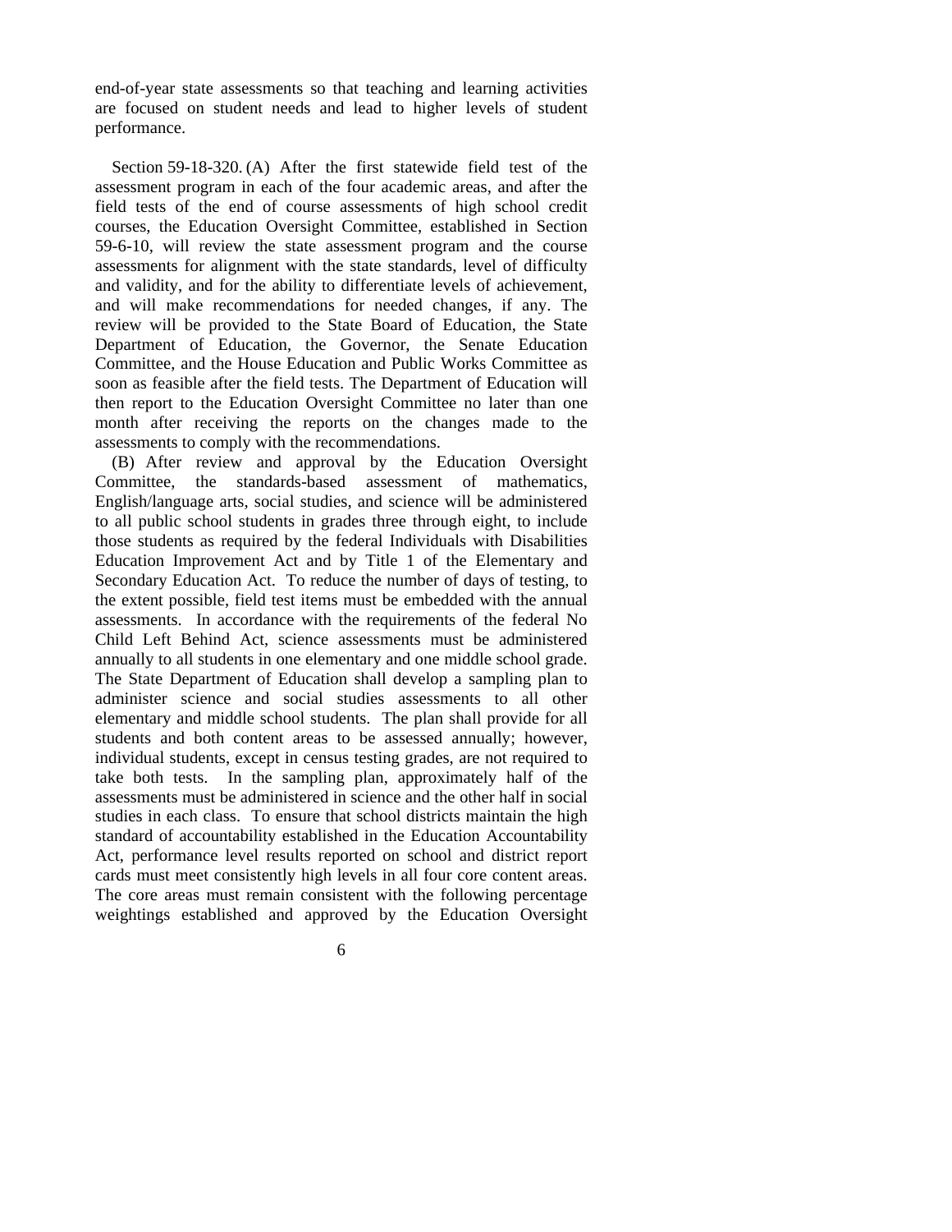end-of-year state assessments so that teaching and learning activities are focused on student needs and lead to higher levels of student performance.

Section 59-18-320. (A) After the first statewide field test of the assessment program in each of the four academic areas, and after the field tests of the end of course assessments of high school credit courses, the Education Oversight Committee, established in Section 59-6-10, will review the state assessment program and the course assessments for alignment with the state standards, level of difficulty and validity, and for the ability to differentiate levels of achievement, and will make recommendations for needed changes, if any. The review will be provided to the State Board of Education, the State Department of Education, the Governor, the Senate Education Committee, and the House Education and Public Works Committee as soon as feasible after the field tests. The Department of Education will then report to the Education Oversight Committee no later than one month after receiving the reports on the changes made to the assessments to comply with the recommendations.

(B) After review and approval by the Education Oversight Committee, the standards-based assessment of mathematics, English/language arts, social studies, and science will be administered to all public school students in grades three through eight, to include those students as required by the federal Individuals with Disabilities Education Improvement Act and by Title 1 of the Elementary and Secondary Education Act. To reduce the number of days of testing, to the extent possible, field test items must be embedded with the annual assessments. In accordance with the requirements of the federal No Child Left Behind Act, science assessments must be administered annually to all students in one elementary and one middle school grade. The State Department of Education shall develop a sampling plan to administer science and social studies assessments to all other elementary and middle school students. The plan shall provide for all students and both content areas to be assessed annually; however, individual students, except in census testing grades, are not required to take both tests. In the sampling plan, approximately half of the assessments must be administered in science and the other half in social studies in each class. To ensure that school districts maintain the high standard of accountability established in the Education Accountability Act, performance level results reported on school and district report cards must meet consistently high levels in all four core content areas. The core areas must remain consistent with the following percentage weightings established and approved by the Education Oversight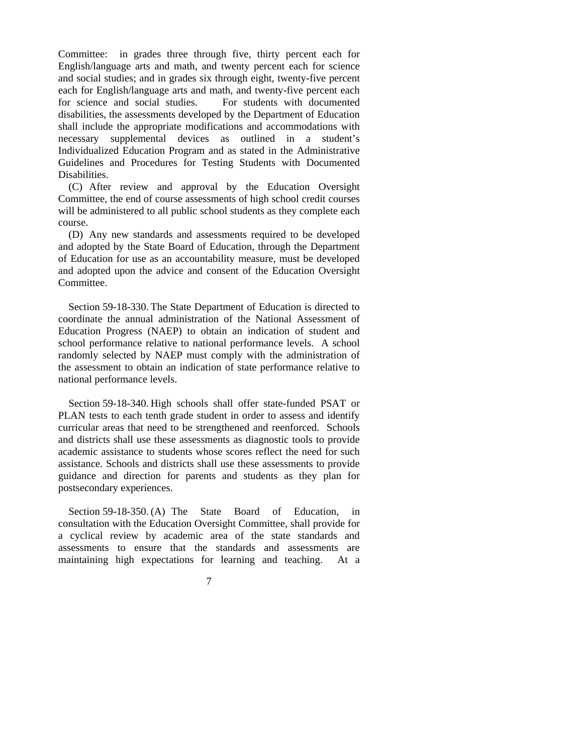Committee: in grades three through five, thirty percent each for English/language arts and math, and twenty percent each for science and social studies; and in grades six through eight, twenty-five percent each for English/language arts and math, and twenty-five percent each for science and social studies. For students with documented disabilities, the assessments developed by the Department of Education shall include the appropriate modifications and accommodations with necessary supplemental devices as outlined in a student's Individualized Education Program and as stated in the Administrative Guidelines and Procedures for Testing Students with Documented Disabilities.

(C) After review and approval by the Education Oversight Committee, the end of course assessments of high school credit courses will be administered to all public school students as they complete each course.

(D) Any new standards and assessments required to be developed and adopted by the State Board of Education, through the Department of Education for use as an accountability measure, must be developed and adopted upon the advice and consent of the Education Oversight Committee.

Section 59-18-330. The State Department of Education is directed to coordinate the annual administration of the National Assessment of Education Progress (NAEP) to obtain an indication of student and school performance relative to national performance levels. A school randomly selected by NAEP must comply with the administration of the assessment to obtain an indication of state performance relative to national performance levels.

Section 59-18-340. High schools shall offer state-funded PSAT or PLAN tests to each tenth grade student in order to assess and identify curricular areas that need to be strengthened and reenforced. Schools and districts shall use these assessments as diagnostic tools to provide academic assistance to students whose scores reflect the need for such assistance. Schools and districts shall use these assessments to provide guidance and direction for parents and students as they plan for postsecondary experiences.

Section 59-18-350. (A) The State Board of Education, in consultation with the Education Oversight Committee, shall provide for a cyclical review by academic area of the state standards and assessments to ensure that the standards and assessments are maintaining high expectations for learning and teaching. At a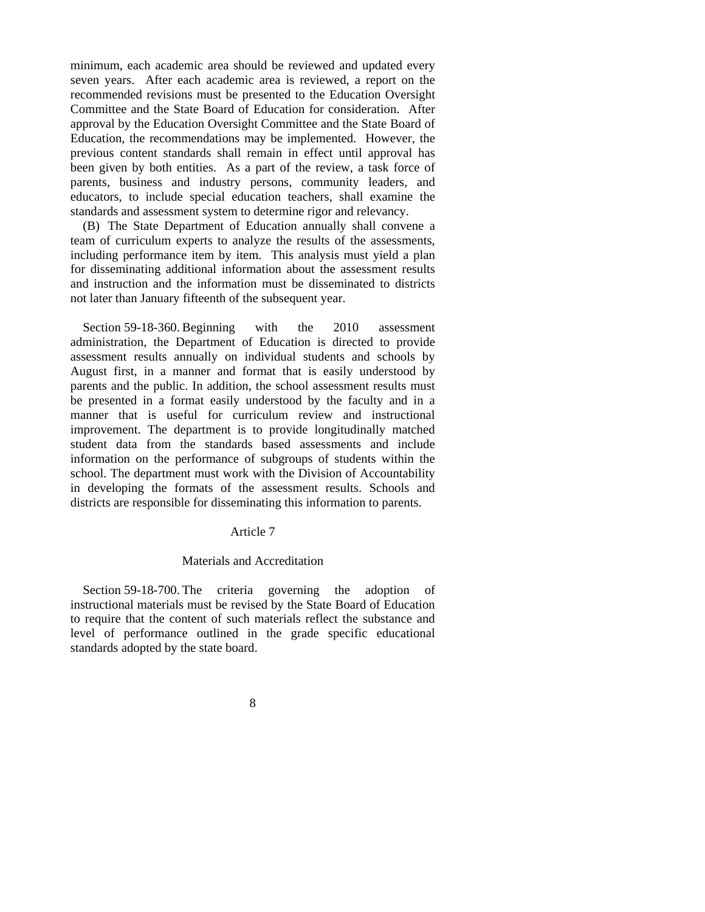minimum, each academic area should be reviewed and updated every seven years. After each academic area is reviewed, a report on the recommended revisions must be presented to the Education Oversight Committee and the State Board of Education for consideration. After approval by the Education Oversight Committee and the State Board of Education, the recommendations may be implemented. However, the previous content standards shall remain in effect until approval has been given by both entities. As a part of the review, a task force of parents, business and industry persons, community leaders, and educators, to include special education teachers, shall examine the standards and assessment system to determine rigor and relevancy.

(B) The State Department of Education annually shall convene a team of curriculum experts to analyze the results of the assessments, including performance item by item. This analysis must yield a plan for disseminating additional information about the assessment results and instruction and the information must be disseminated to districts not later than January fifteenth of the subsequent year.

Section 59-18-360. Beginning with the 2010 assessment administration, the Department of Education is directed to provide assessment results annually on individual students and schools by August first, in a manner and format that is easily understood by parents and the public. In addition, the school assessment results must be presented in a format easily understood by the faculty and in a manner that is useful for curriculum review and instructional improvement. The department is to provide longitudinally matched student data from the standards based assessments and include information on the performance of subgroups of students within the school. The department must work with the Division of Accountability in developing the formats of the assessment results. Schools and districts are responsible for disseminating this information to parents.

Article 7

Materials and Accreditation

Section 59-18-700. The criteria governing the adoption of instructional materials must be revised by the State Board of Education to require that the content of such materials reflect the substance and level of performance outlined in the grade specific educational standards adopted by the state board.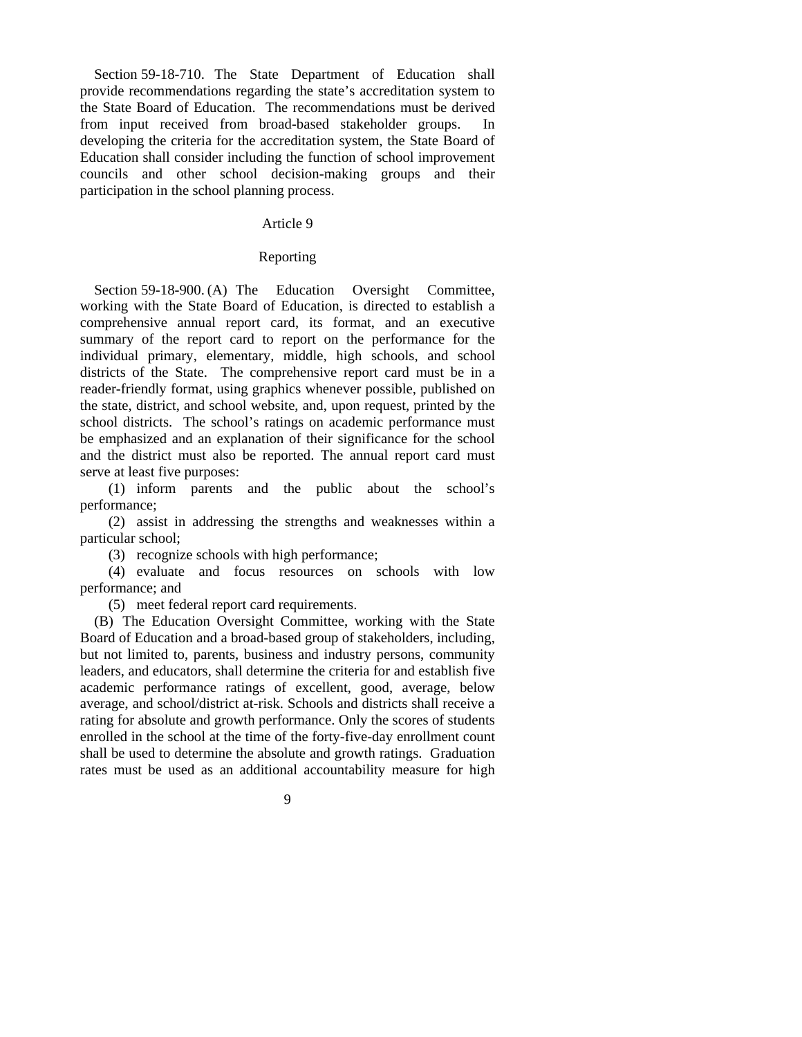Section 59-18-710. The State Department of Education shall provide recommendations regarding the state's accreditation system to the State Board of Education. The recommendations must be derived from input received from broad-based stakeholder groups. In developing the criteria for the accreditation system, the State Board of Education shall consider including the function of school improvement councils and other school decision-making groups and their participation in the school planning process.

## Article 9

## Reporting

Section 59-18-900. (A) The Education Oversight Committee, working with the State Board of Education, is directed to establish a comprehensive annual report card, its format, and an executive summary of the report card to report on the performance for the individual primary, elementary, middle, high schools, and school districts of the State. The comprehensive report card must be in a reader-friendly format, using graphics whenever possible, published on the state, district, and school website, and, upon request, printed by the school districts. The school's ratings on academic performance must be emphasized and an explanation of their significance for the school and the district must also be reported. The annual report card must serve at least five purposes:

(1) inform parents and the public about the school's performance;

(2) assist in addressing the strengths and weaknesses within a particular school;

(3) recognize schools with high performance;

(4) evaluate and focus resources on schools with low performance; and

(5) meet federal report card requirements.

(B) The Education Oversight Committee, working with the State Board of Education and a broad-based group of stakeholders, including, but not limited to, parents, business and industry persons, community leaders, and educators, shall determine the criteria for and establish five academic performance ratings of excellent, good, average, below average, and school/district at-risk. Schools and districts shall receive a rating for absolute and growth performance. Only the scores of students enrolled in the school at the time of the forty-five-day enrollment count shall be used to determine the absolute and growth ratings. Graduation rates must be used as an additional accountability measure for high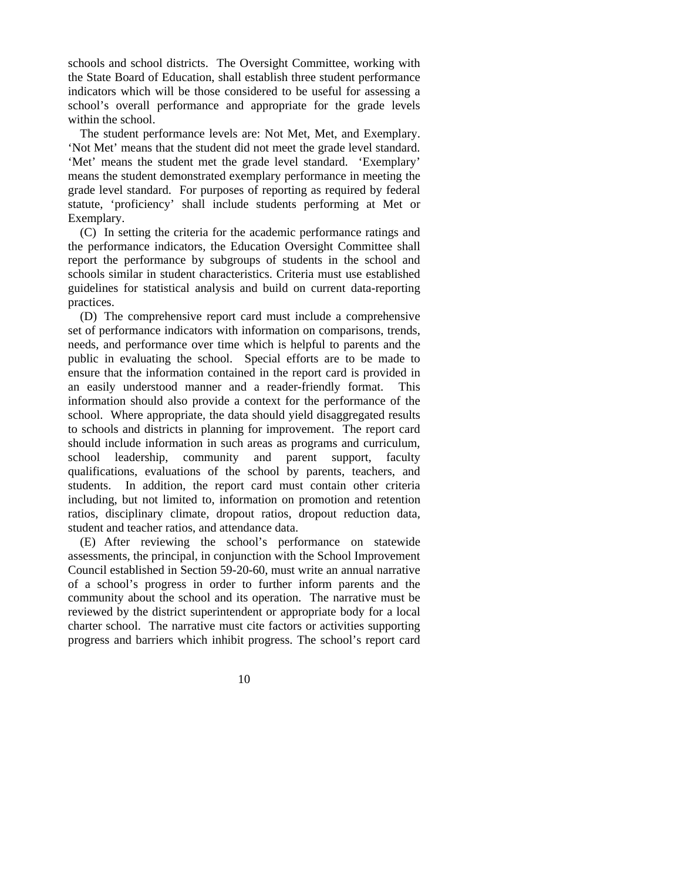schools and school districts. The Oversight Committee, working with the State Board of Education, shall establish three student performance indicators which will be those considered to be useful for assessing a school's overall performance and appropriate for the grade levels within the school.

The student performance levels are: Not Met, Met, and Exemplary. 'Not Met' means that the student did not meet the grade level standard. 'Met' means the student met the grade level standard. 'Exemplary' means the student demonstrated exemplary performance in meeting the grade level standard. For purposes of reporting as required by federal statute, 'proficiency' shall include students performing at Met or Exemplary.

(C) In setting the criteria for the academic performance ratings and the performance indicators, the Education Oversight Committee shall report the performance by subgroups of students in the school and schools similar in student characteristics. Criteria must use established guidelines for statistical analysis and build on current data-reporting practices.

(D) The comprehensive report card must include a comprehensive set of performance indicators with information on comparisons, trends, needs, and performance over time which is helpful to parents and the public in evaluating the school. Special efforts are to be made to ensure that the information contained in the report card is provided in an easily understood manner and a reader-friendly format. This information should also provide a context for the performance of the school. Where appropriate, the data should yield disaggregated results to schools and districts in planning for improvement. The report card should include information in such areas as programs and curriculum, school leadership, community and parent support, faculty qualifications, evaluations of the school by parents, teachers, and students. In addition, the report card must contain other criteria including, but not limited to, information on promotion and retention ratios, disciplinary climate, dropout ratios, dropout reduction data, student and teacher ratios, and attendance data.

(E) After reviewing the school's performance on statewide assessments, the principal, in conjunction with the School Improvement Council established in Section 59-20-60, must write an annual narrative of a school's progress in order to further inform parents and the community about the school and its operation. The narrative must be reviewed by the district superintendent or appropriate body for a local charter school. The narrative must cite factors or activities supporting progress and barriers which inhibit progress. The school's report card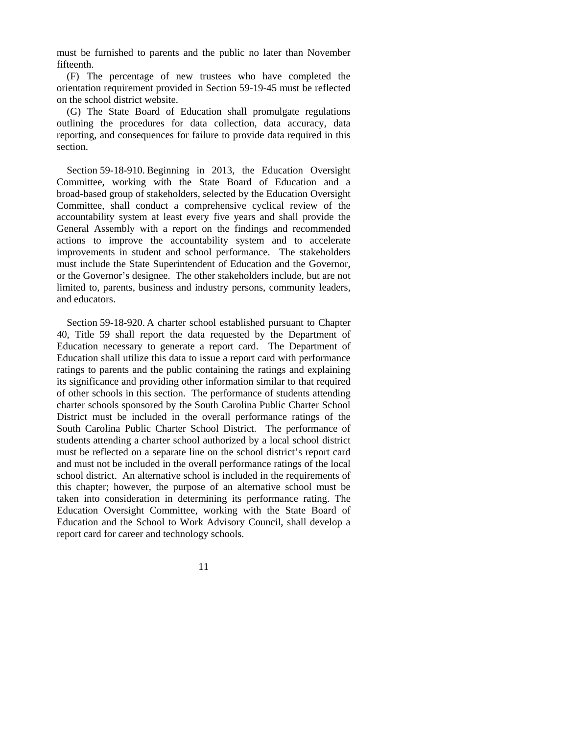must be furnished to parents and the public no later than November fifteenth.

(F) The percentage of new trustees who have completed the orientation requirement provided in Section 59-19-45 must be reflected on the school district website.

(G) The State Board of Education shall promulgate regulations outlining the procedures for data collection, data accuracy, data reporting, and consequences for failure to provide data required in this section.

Section 59-18-910. Beginning in 2013, the Education Oversight Committee, working with the State Board of Education and a broad-based group of stakeholders, selected by the Education Oversight Committee, shall conduct a comprehensive cyclical review of the accountability system at least every five years and shall provide the General Assembly with a report on the findings and recommended actions to improve the accountability system and to accelerate improvements in student and school performance. The stakeholders must include the State Superintendent of Education and the Governor, or the Governor's designee. The other stakeholders include, but are not limited to, parents, business and industry persons, community leaders, and educators.

Section 59-18-920. A charter school established pursuant to Chapter 40, Title 59 shall report the data requested by the Department of Education necessary to generate a report card. The Department of Education shall utilize this data to issue a report card with performance ratings to parents and the public containing the ratings and explaining its significance and providing other information similar to that required of other schools in this section. The performance of students attending charter schools sponsored by the South Carolina Public Charter School District must be included in the overall performance ratings of the South Carolina Public Charter School District. The performance of students attending a charter school authorized by a local school district must be reflected on a separate line on the school district's report card and must not be included in the overall performance ratings of the local school district. An alternative school is included in the requirements of this chapter; however, the purpose of an alternative school must be taken into consideration in determining its performance rating. The Education Oversight Committee, working with the State Board of Education and the School to Work Advisory Council, shall develop a report card for career and technology schools.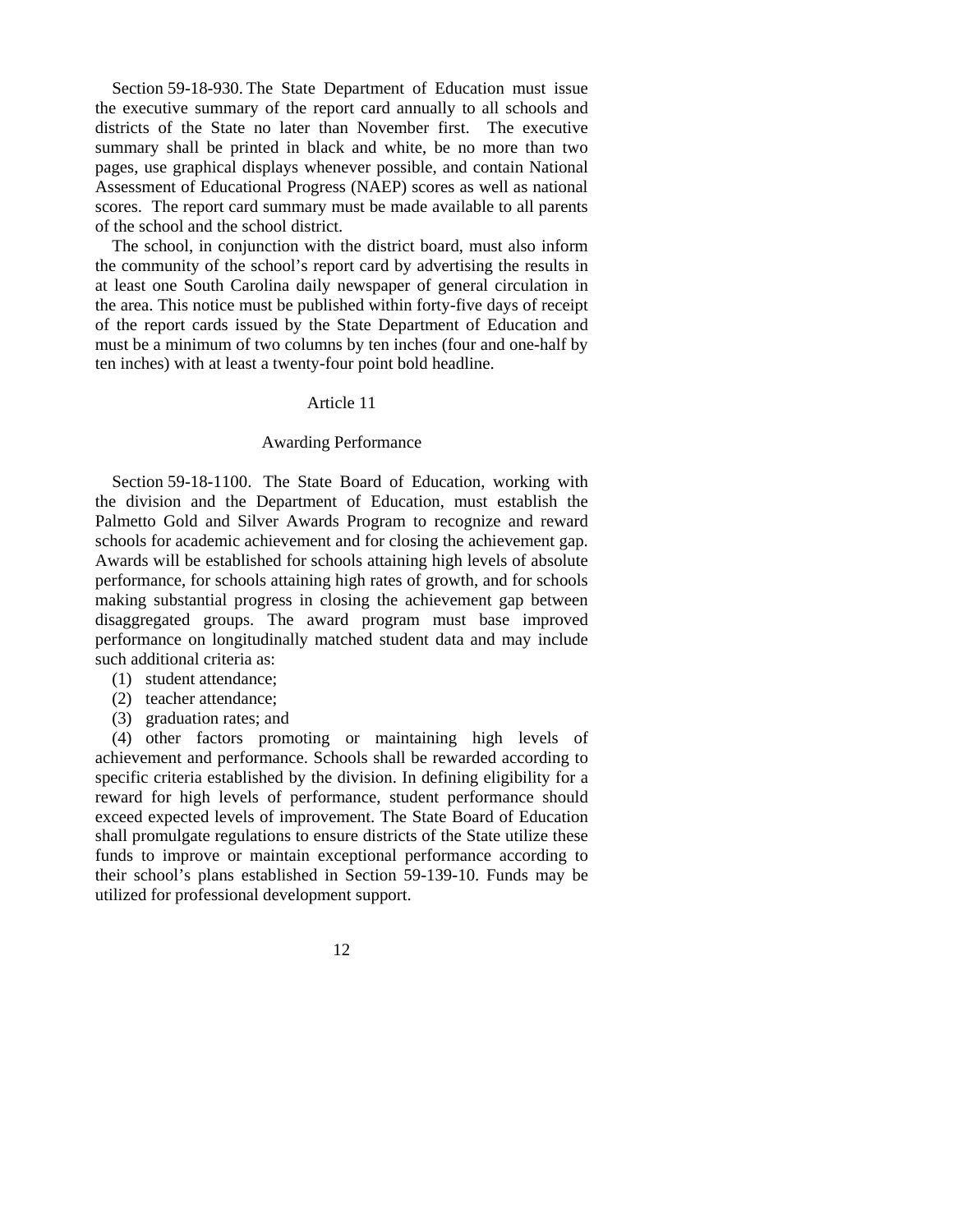Section 59-18-930. The State Department of Education must issue the executive summary of the report card annually to all schools and districts of the State no later than November first. The executive summary shall be printed in black and white, be no more than two pages, use graphical displays whenever possible, and contain National Assessment of Educational Progress (NAEP) scores as well as national scores. The report card summary must be made available to all parents of the school and the school district.

The school, in conjunction with the district board, must also inform the community of the school's report card by advertising the results in at least one South Carolina daily newspaper of general circulation in the area. This notice must be published within forty-five days of receipt of the report cards issued by the State Department of Education and must be a minimum of two columns by ten inches (four and one-half by ten inches) with at least a twenty-four point bold headline.

## Article 11

### Awarding Performance

Section 59-18-1100. The State Board of Education, working with the division and the Department of Education, must establish the Palmetto Gold and Silver Awards Program to recognize and reward schools for academic achievement and for closing the achievement gap. Awards will be established for schools attaining high levels of absolute performance, for schools attaining high rates of growth, and for schools making substantial progress in closing the achievement gap between disaggregated groups. The award program must base improved performance on longitudinally matched student data and may include such additional criteria as:

(1) student attendance;

(2) teacher attendance;

(3) graduation rates; and

(4) other factors promoting or maintaining high levels of achievement and performance. Schools shall be rewarded according to specific criteria established by the division. In defining eligibility for a reward for high levels of performance, student performance should exceed expected levels of improvement. The State Board of Education shall promulgate regulations to ensure districts of the State utilize these funds to improve or maintain exceptional performance according to their school's plans established in Section 59-139-10. Funds may be utilized for professional development support.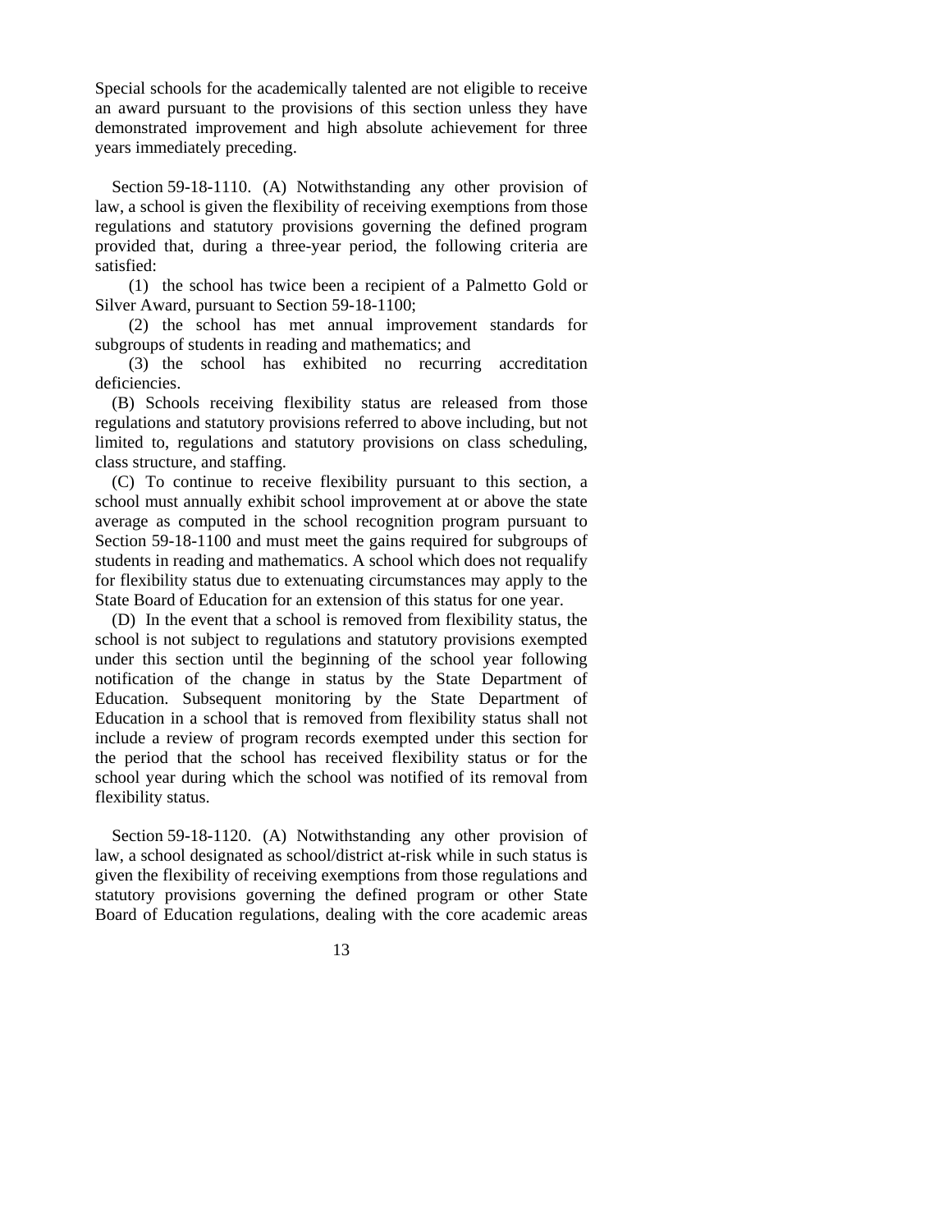Special schools for the academically talented are not eligible to receive an award pursuant to the provisions of this section unless they have demonstrated improvement and high absolute achievement for three years immediately preceding.

Section 59-18-1110. (A) Notwithstanding any other provision of law, a school is given the flexibility of receiving exemptions from those regulations and statutory provisions governing the defined program provided that, during a three-year period, the following criteria are satisfied:

(1) the school has twice been a recipient of a Palmetto Gold or Silver Award, pursuant to Section 59-18-1100;

(2) the school has met annual improvement standards for subgroups of students in reading and mathematics; and

(3) the school has exhibited no recurring accreditation deficiencies.

(B) Schools receiving flexibility status are released from those regulations and statutory provisions referred to above including, but not limited to, regulations and statutory provisions on class scheduling, class structure, and staffing.

(C) To continue to receive flexibility pursuant to this section, a school must annually exhibit school improvement at or above the state average as computed in the school recognition program pursuant to Section 59-18-1100 and must meet the gains required for subgroups of students in reading and mathematics. A school which does not requalify for flexibility status due to extenuating circumstances may apply to the State Board of Education for an extension of this status for one year.

(D) In the event that a school is removed from flexibility status, the school is not subject to regulations and statutory provisions exempted under this section until the beginning of the school year following notification of the change in status by the State Department of Education. Subsequent monitoring by the State Department of Education in a school that is removed from flexibility status shall not include a review of program records exempted under this section for the period that the school has received flexibility status or for the school year during which the school was notified of its removal from flexibility status.

Section 59-18-1120. (A) Notwithstanding any other provision of law, a school designated as school/district at-risk while in such status is given the flexibility of receiving exemptions from those regulations and statutory provisions governing the defined program or other State Board of Education regulations, dealing with the core academic areas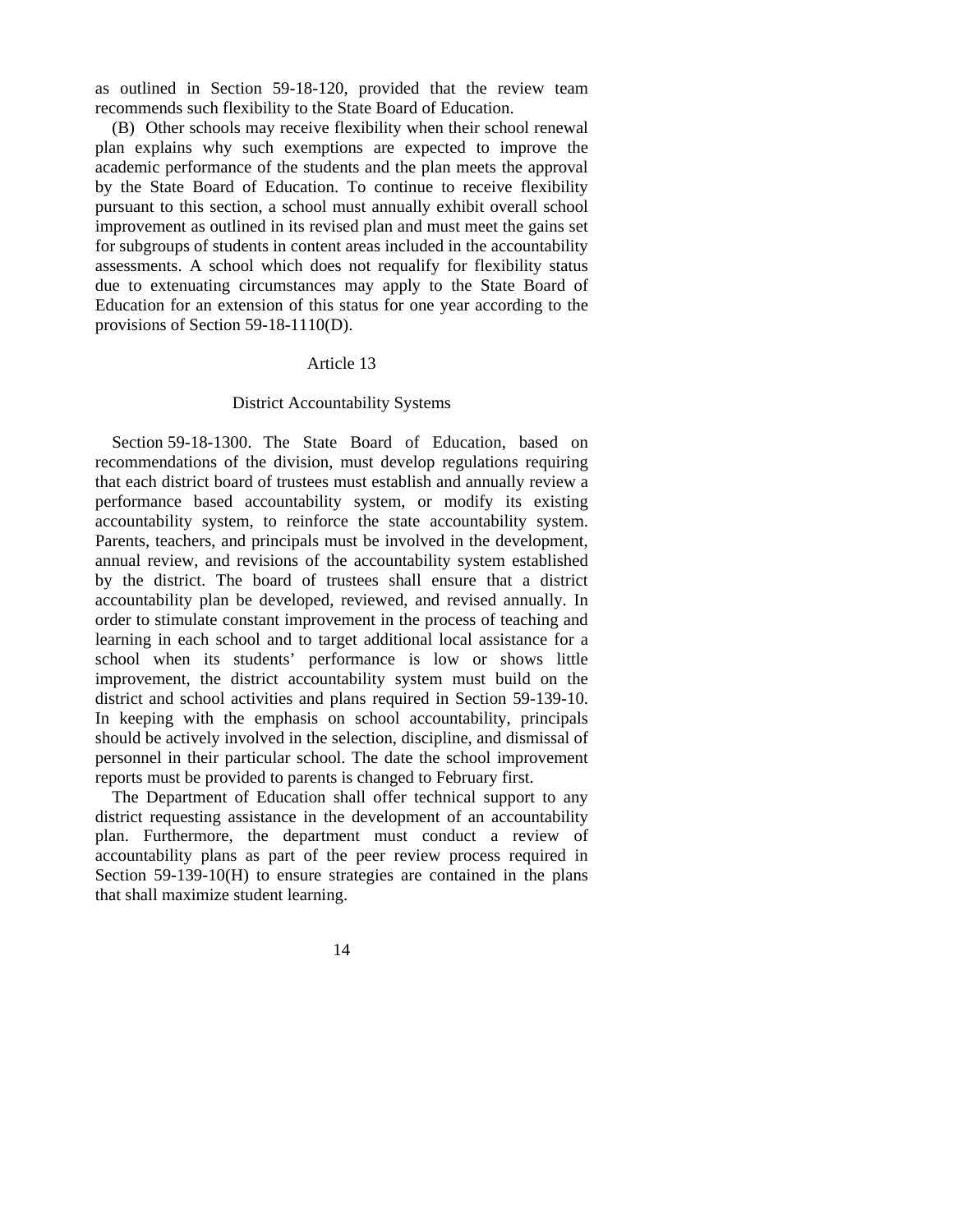as outlined in Section 59-18-120, provided that the review team recommends such flexibility to the State Board of Education.

(B) Other schools may receive flexibility when their school renewal plan explains why such exemptions are expected to improve the academic performance of the students and the plan meets the approval by the State Board of Education. To continue to receive flexibility pursuant to this section, a school must annually exhibit overall school improvement as outlined in its revised plan and must meet the gains set for subgroups of students in content areas included in the accountability assessments. A school which does not requalify for flexibility status due to extenuating circumstances may apply to the State Board of Education for an extension of this status for one year according to the provisions of Section 59-18-1110(D).

## Article 13

## District Accountability Systems

Section 59-18-1300. The State Board of Education, based on recommendations of the division, must develop regulations requiring that each district board of trustees must establish and annually review a performance based accountability system, or modify its existing accountability system, to reinforce the state accountability system. Parents, teachers, and principals must be involved in the development, annual review, and revisions of the accountability system established by the district. The board of trustees shall ensure that a district accountability plan be developed, reviewed, and revised annually. In order to stimulate constant improvement in the process of teaching and learning in each school and to target additional local assistance for a school when its students' performance is low or shows little improvement, the district accountability system must build on the district and school activities and plans required in Section 59-139-10. In keeping with the emphasis on school accountability, principals should be actively involved in the selection, discipline, and dismissal of personnel in their particular school. The date the school improvement reports must be provided to parents is changed to February first.

The Department of Education shall offer technical support to any district requesting assistance in the development of an accountability plan. Furthermore, the department must conduct a review of accountability plans as part of the peer review process required in Section 59-139-10(H) to ensure strategies are contained in the plans that shall maximize student learning.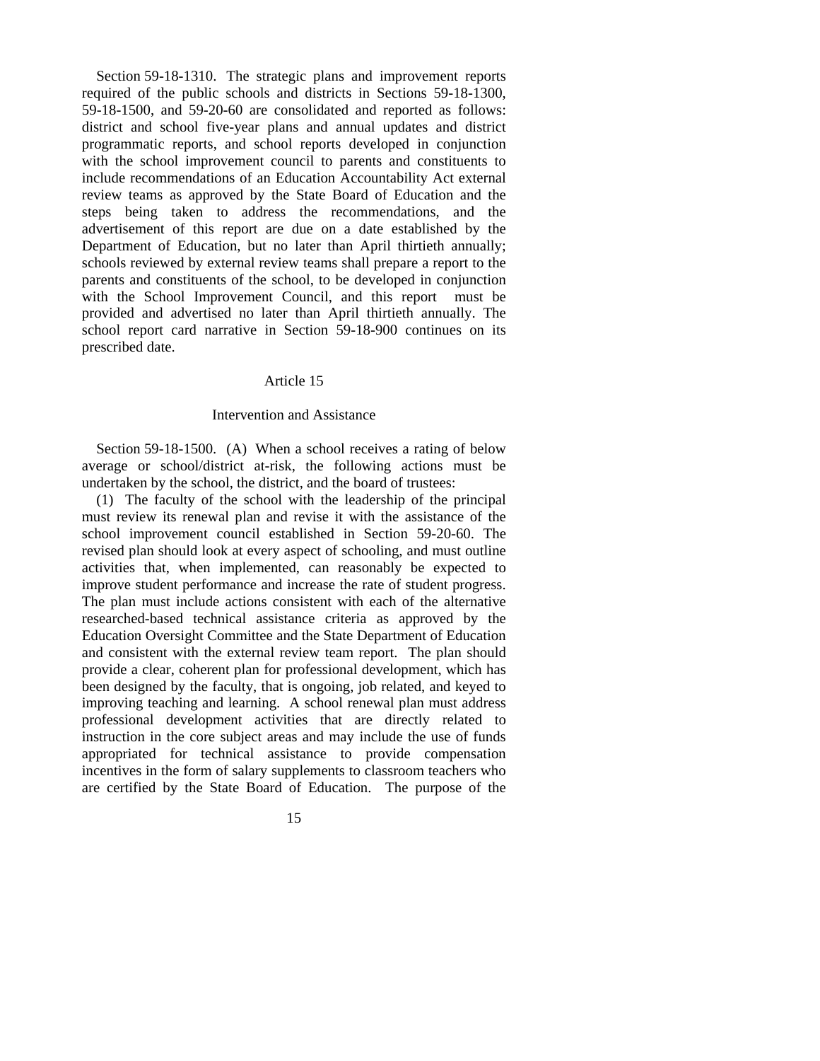Section 59-18-1310. The strategic plans and improvement reports required of the public schools and districts in Sections 59-18-1300, 59-18-1500, and 59-20-60 are consolidated and reported as follows: district and school five-year plans and annual updates and district programmatic reports, and school reports developed in conjunction with the school improvement council to parents and constituents to include recommendations of an Education Accountability Act external review teams as approved by the State Board of Education and the steps being taken to address the recommendations, and the advertisement of this report are due on a date established by the Department of Education, but no later than April thirtieth annually; schools reviewed by external review teams shall prepare a report to the parents and constituents of the school, to be developed in conjunction with the School Improvement Council, and this report must be provided and advertised no later than April thirtieth annually. The school report card narrative in Section 59-18-900 continues on its prescribed date.

## Article 15

### Intervention and Assistance

Section 59-18-1500. (A) When a school receives a rating of below average or school/district at-risk, the following actions must be undertaken by the school, the district, and the board of trustees:

(1) The faculty of the school with the leadership of the principal must review its renewal plan and revise it with the assistance of the school improvement council established in Section 59-20-60. The revised plan should look at every aspect of schooling, and must outline activities that, when implemented, can reasonably be expected to improve student performance and increase the rate of student progress. The plan must include actions consistent with each of the alternative researched-based technical assistance criteria as approved by the Education Oversight Committee and the State Department of Education and consistent with the external review team report. The plan should provide a clear, coherent plan for professional development, which has been designed by the faculty, that is ongoing, job related, and keyed to improving teaching and learning. A school renewal plan must address professional development activities that are directly related to instruction in the core subject areas and may include the use of funds appropriated for technical assistance to provide compensation incentives in the form of salary supplements to classroom teachers who are certified by the State Board of Education. The purpose of the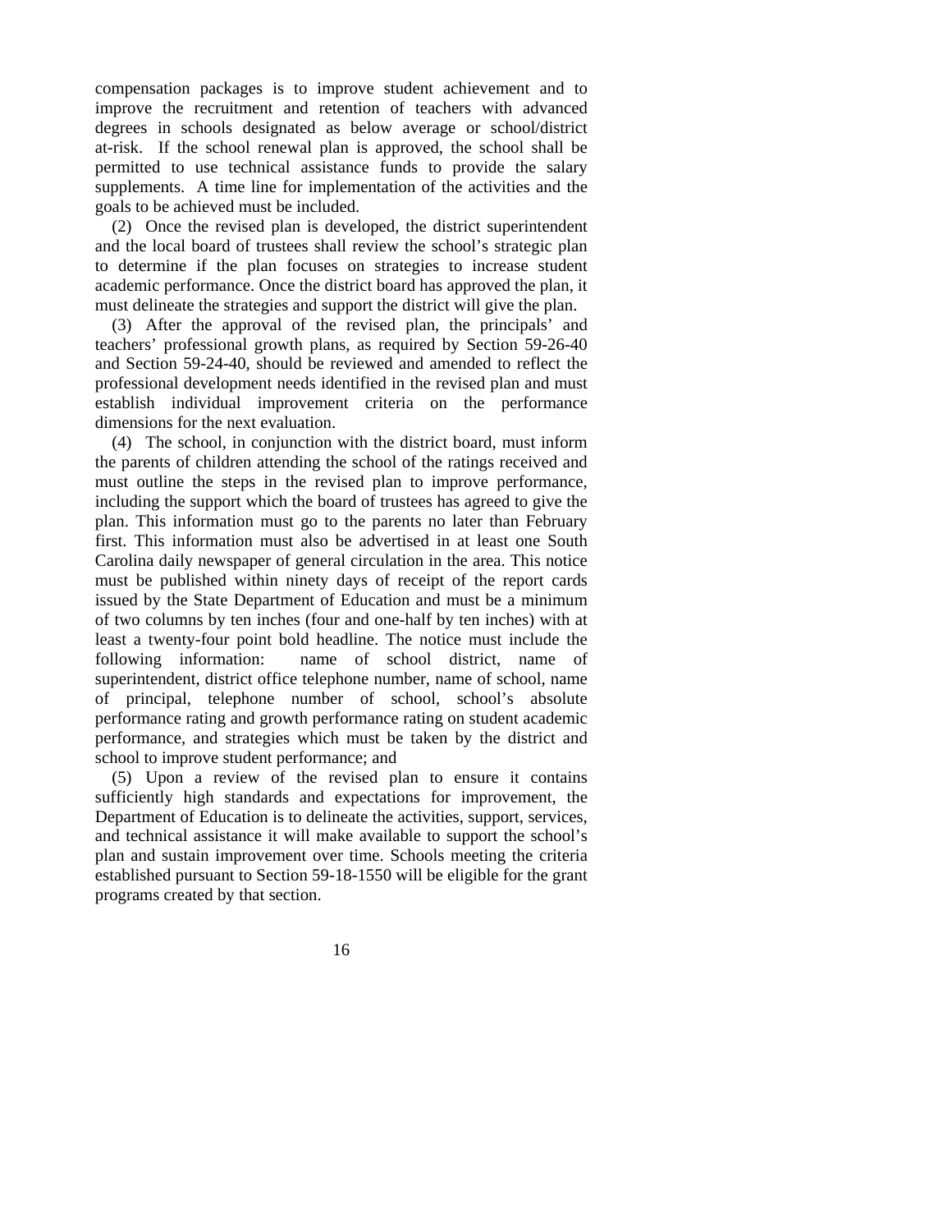compensation packages is to improve student achievement and to improve the recruitment and retention of teachers with advanced degrees in schools designated as below average or school/district at-risk. If the school renewal plan is approved, the school shall be permitted to use technical assistance funds to provide the salary supplements. A time line for implementation of the activities and the goals to be achieved must be included.

(2) Once the revised plan is developed, the district superintendent and the local board of trustees shall review the school's strategic plan to determine if the plan focuses on strategies to increase student academic performance. Once the district board has approved the plan, it must delineate the strategies and support the district will give the plan.

(3) After the approval of the revised plan, the principals' and teachers' professional growth plans, as required by Section 59-26-40 and Section 59-24-40, should be reviewed and amended to reflect the professional development needs identified in the revised plan and must establish individual improvement criteria on the performance dimensions for the next evaluation.

(4) The school, in conjunction with the district board, must inform the parents of children attending the school of the ratings received and must outline the steps in the revised plan to improve performance, including the support which the board of trustees has agreed to give the plan. This information must go to the parents no later than February first. This information must also be advertised in at least one South Carolina daily newspaper of general circulation in the area. This notice must be published within ninety days of receipt of the report cards issued by the State Department of Education and must be a minimum of two columns by ten inches (four and one-half by ten inches) with at least a twenty-four point bold headline. The notice must include the following information: name of school district, name of superintendent, district office telephone number, name of school, name of principal, telephone number of school, school's absolute performance rating and growth performance rating on student academic performance, and strategies which must be taken by the district and school to improve student performance; and

(5) Upon a review of the revised plan to ensure it contains sufficiently high standards and expectations for improvement, the Department of Education is to delineate the activities, support, services, and technical assistance it will make available to support the school's plan and sustain improvement over time. Schools meeting the criteria established pursuant to Section 59-18-1550 will be eligible for the grant programs created by that section.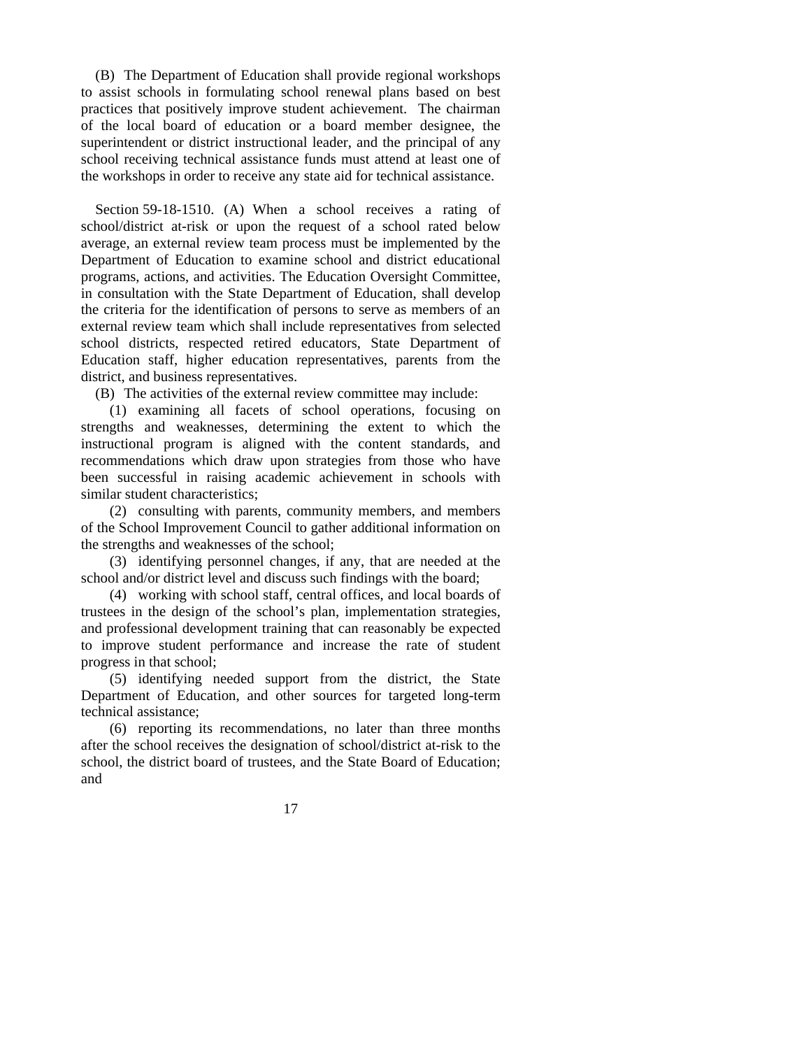(B) The Department of Education shall provide regional workshops to assist schools in formulating school renewal plans based on best practices that positively improve student achievement. The chairman of the local board of education or a board member designee, the superintendent or district instructional leader, and the principal of any school receiving technical assistance funds must attend at least one of the workshops in order to receive any state aid for technical assistance.

Section 59-18-1510. (A) When a school receives a rating of school/district at-risk or upon the request of a school rated below average, an external review team process must be implemented by the Department of Education to examine school and district educational programs, actions, and activities. The Education Oversight Committee, in consultation with the State Department of Education, shall develop the criteria for the identification of persons to serve as members of an external review team which shall include representatives from selected school districts, respected retired educators, State Department of Education staff, higher education representatives, parents from the district, and business representatives.

(B) The activities of the external review committee may include:

(1) examining all facets of school operations, focusing on strengths and weaknesses, determining the extent to which the instructional program is aligned with the content standards, and recommendations which draw upon strategies from those who have been successful in raising academic achievement in schools with similar student characteristics;

(2) consulting with parents, community members, and members of the School Improvement Council to gather additional information on the strengths and weaknesses of the school;

(3) identifying personnel changes, if any, that are needed at the school and/or district level and discuss such findings with the board;

(4) working with school staff, central offices, and local boards of trustees in the design of the school's plan, implementation strategies, and professional development training that can reasonably be expected to improve student performance and increase the rate of student progress in that school;

(5) identifying needed support from the district, the State Department of Education, and other sources for targeted long-term technical assistance;

(6) reporting its recommendations, no later than three months after the school receives the designation of school/district at-risk to the school, the district board of trustees, and the State Board of Education; and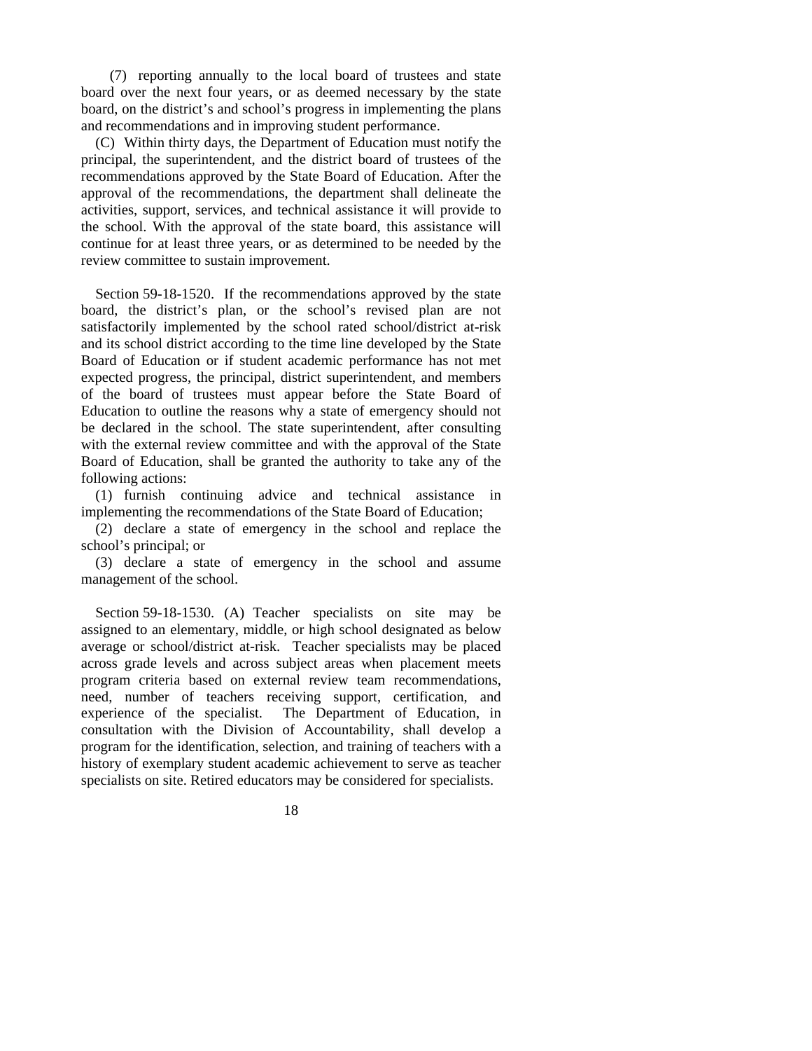(7) reporting annually to the local board of trustees and state board over the next four years, or as deemed necessary by the state board, on the district's and school's progress in implementing the plans and recommendations and in improving student performance.

(C) Within thirty days, the Department of Education must notify the principal, the superintendent, and the district board of trustees of the recommendations approved by the State Board of Education. After the approval of the recommendations, the department shall delineate the activities, support, services, and technical assistance it will provide to the school. With the approval of the state board, this assistance will continue for at least three years, or as determined to be needed by the review committee to sustain improvement.

Section 59-18-1520. If the recommendations approved by the state board, the district's plan, or the school's revised plan are not satisfactorily implemented by the school rated school/district at-risk and its school district according to the time line developed by the State Board of Education or if student academic performance has not met expected progress, the principal, district superintendent, and members of the board of trustees must appear before the State Board of Education to outline the reasons why a state of emergency should not be declared in the school. The state superintendent, after consulting with the external review committee and with the approval of the State Board of Education, shall be granted the authority to take any of the following actions:

(1) furnish continuing advice and technical assistance in implementing the recommendations of the State Board of Education;

(2) declare a state of emergency in the school and replace the school's principal; or

(3) declare a state of emergency in the school and assume management of the school.

Section 59-18-1530. (A) Teacher specialists on site may be assigned to an elementary, middle, or high school designated as below average or school/district at-risk. Teacher specialists may be placed across grade levels and across subject areas when placement meets program criteria based on external review team recommendations, need, number of teachers receiving support, certification, and experience of the specialist. The Department of Education, in consultation with the Division of Accountability, shall develop a program for the identification, selection, and training of teachers with a history of exemplary student academic achievement to serve as teacher specialists on site. Retired educators may be considered for specialists.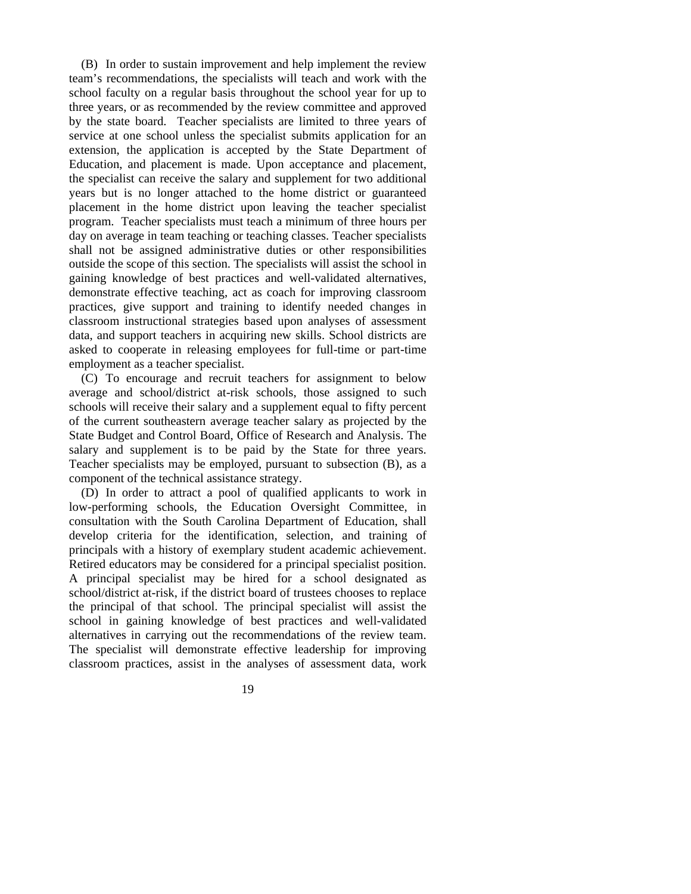(B) In order to sustain improvement and help implement the review team's recommendations, the specialists will teach and work with the school faculty on a regular basis throughout the school year for up to three years, or as recommended by the review committee and approved by the state board. Teacher specialists are limited to three years of service at one school unless the specialist submits application for an extension, the application is accepted by the State Department of Education, and placement is made. Upon acceptance and placement, the specialist can receive the salary and supplement for two additional years but is no longer attached to the home district or guaranteed placement in the home district upon leaving the teacher specialist program. Teacher specialists must teach a minimum of three hours per day on average in team teaching or teaching classes. Teacher specialists shall not be assigned administrative duties or other responsibilities outside the scope of this section. The specialists will assist the school in gaining knowledge of best practices and well-validated alternatives, demonstrate effective teaching, act as coach for improving classroom practices, give support and training to identify needed changes in classroom instructional strategies based upon analyses of assessment data, and support teachers in acquiring new skills. School districts are asked to cooperate in releasing employees for full-time or part-time employment as a teacher specialist.

(C) To encourage and recruit teachers for assignment to below average and school/district at-risk schools, those assigned to such schools will receive their salary and a supplement equal to fifty percent of the current southeastern average teacher salary as projected by the State Budget and Control Board, Office of Research and Analysis. The salary and supplement is to be paid by the State for three years. Teacher specialists may be employed, pursuant to subsection (B), as a component of the technical assistance strategy.

(D) In order to attract a pool of qualified applicants to work in low-performing schools, the Education Oversight Committee, in consultation with the South Carolina Department of Education, shall develop criteria for the identification, selection, and training of principals with a history of exemplary student academic achievement. Retired educators may be considered for a principal specialist position. A principal specialist may be hired for a school designated as school/district at-risk, if the district board of trustees chooses to replace the principal of that school. The principal specialist will assist the school in gaining knowledge of best practices and well-validated alternatives in carrying out the recommendations of the review team. The specialist will demonstrate effective leadership for improving classroom practices, assist in the analyses of assessment data, work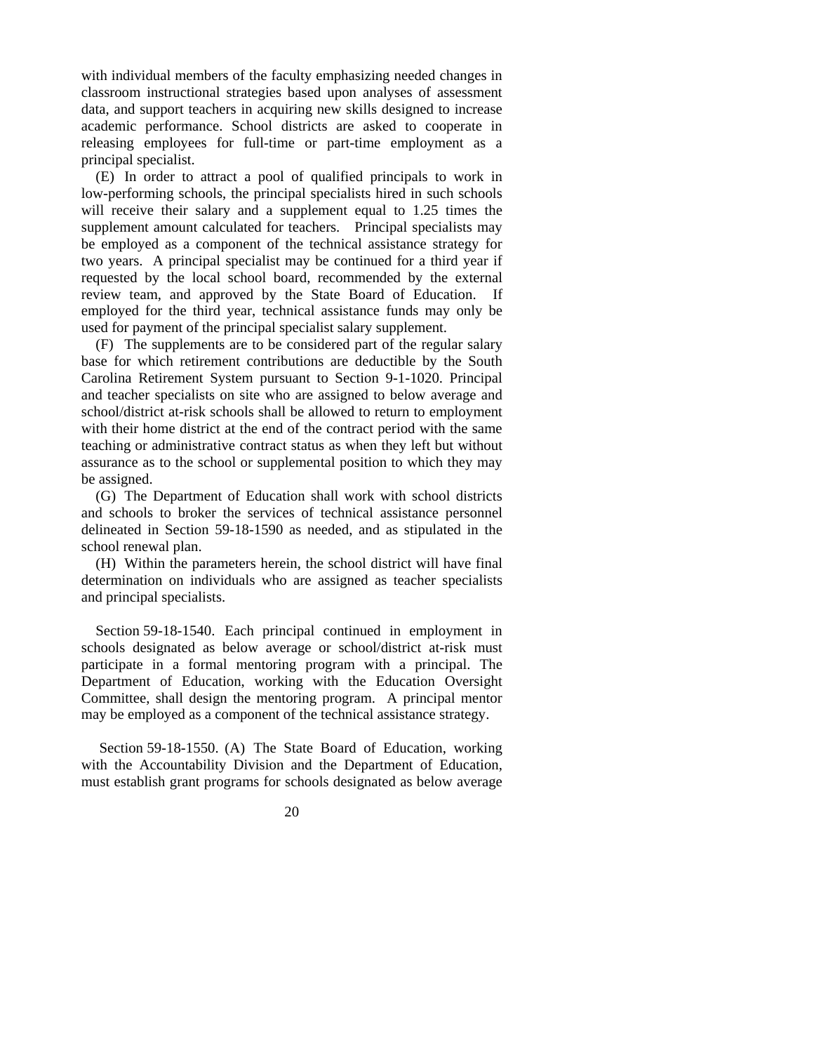with individual members of the faculty emphasizing needed changes in classroom instructional strategies based upon analyses of assessment data, and support teachers in acquiring new skills designed to increase academic performance. School districts are asked to cooperate in releasing employees for full-time or part-time employment as a principal specialist.

(E) In order to attract a pool of qualified principals to work in low-performing schools, the principal specialists hired in such schools will receive their salary and a supplement equal to 1.25 times the supplement amount calculated for teachers. Principal specialists may be employed as a component of the technical assistance strategy for two years. A principal specialist may be continued for a third year if requested by the local school board, recommended by the external review team, and approved by the State Board of Education. If employed for the third year, technical assistance funds may only be used for payment of the principal specialist salary supplement.

(F) The supplements are to be considered part of the regular salary base for which retirement contributions are deductible by the South Carolina Retirement System pursuant to Section 9-1-1020. Principal and teacher specialists on site who are assigned to below average and school/district at-risk schools shall be allowed to return to employment with their home district at the end of the contract period with the same teaching or administrative contract status as when they left but without assurance as to the school or supplemental position to which they may be assigned.

(G) The Department of Education shall work with school districts and schools to broker the services of technical assistance personnel delineated in Section 59-18-1590 as needed, and as stipulated in the school renewal plan.

(H) Within the parameters herein, the school district will have final determination on individuals who are assigned as teacher specialists and principal specialists.

Section 59-18-1540. Each principal continued in employment in schools designated as below average or school/district at-risk must participate in a formal mentoring program with a principal. The Department of Education, working with the Education Oversight Committee, shall design the mentoring program. A principal mentor may be employed as a component of the technical assistance strategy.

Section 59-18-1550. (A) The State Board of Education, working with the Accountability Division and the Department of Education, must establish grant programs for schools designated as below average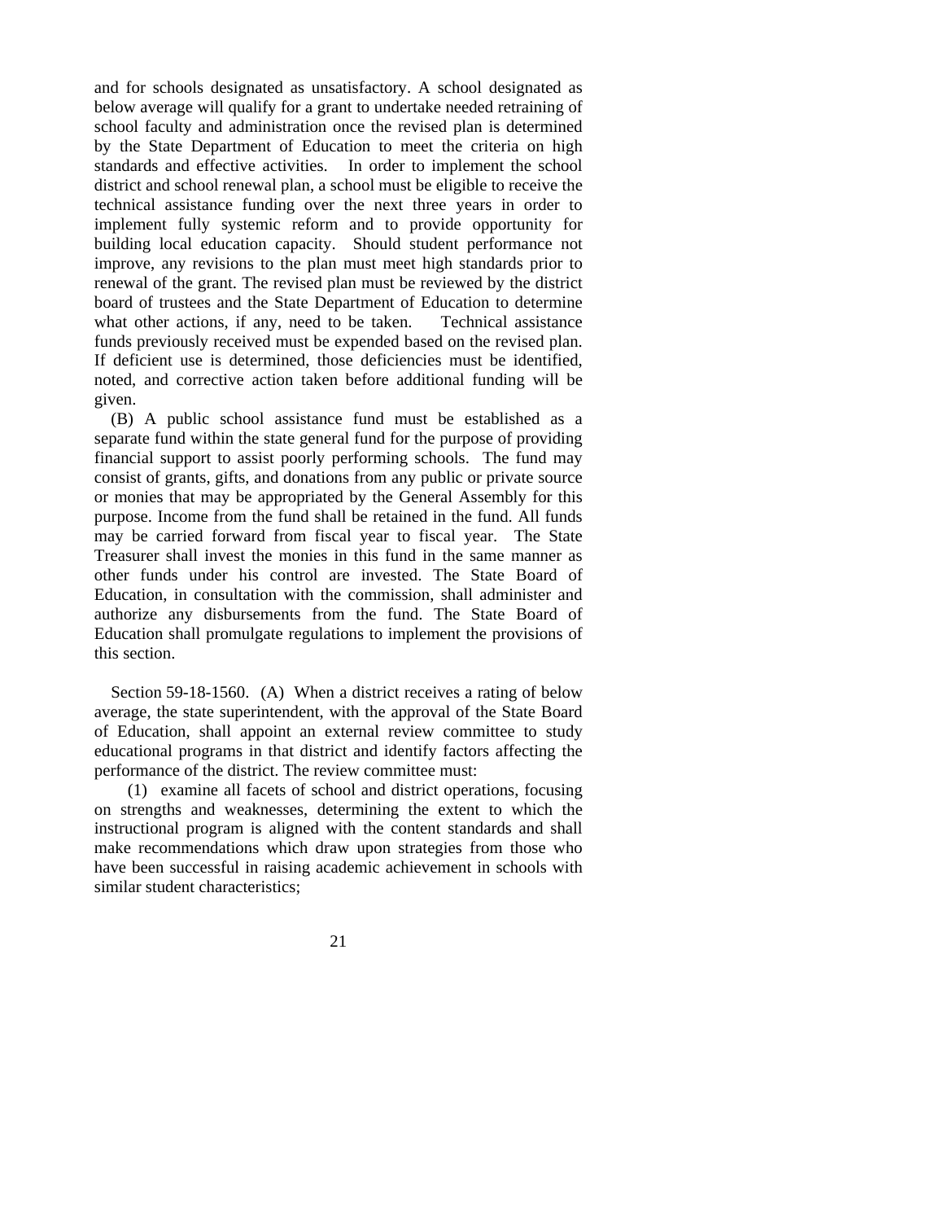and for schools designated as unsatisfactory. A school designated as below average will qualify for a grant to undertake needed retraining of school faculty and administration once the revised plan is determined by the State Department of Education to meet the criteria on high standards and effective activities. In order to implement the school district and school renewal plan, a school must be eligible to receive the technical assistance funding over the next three years in order to implement fully systemic reform and to provide opportunity for building local education capacity. Should student performance not improve, any revisions to the plan must meet high standards prior to renewal of the grant. The revised plan must be reviewed by the district board of trustees and the State Department of Education to determine what other actions, if any, need to be taken. Technical assistance funds previously received must be expended based on the revised plan. If deficient use is determined, those deficiencies must be identified, noted, and corrective action taken before additional funding will be given.

(B) A public school assistance fund must be established as a separate fund within the state general fund for the purpose of providing financial support to assist poorly performing schools. The fund may consist of grants, gifts, and donations from any public or private source or monies that may be appropriated by the General Assembly for this purpose. Income from the fund shall be retained in the fund. All funds may be carried forward from fiscal year to fiscal year. The State Treasurer shall invest the monies in this fund in the same manner as other funds under his control are invested. The State Board of Education, in consultation with the commission, shall administer and authorize any disbursements from the fund. The State Board of Education shall promulgate regulations to implement the provisions of this section.

Section 59-18-1560. (A) When a district receives a rating of below average, the state superintendent, with the approval of the State Board of Education, shall appoint an external review committee to study educational programs in that district and identify factors affecting the performance of the district. The review committee must:

(1) examine all facets of school and district operations, focusing on strengths and weaknesses, determining the extent to which the instructional program is aligned with the content standards and shall make recommendations which draw upon strategies from those who have been successful in raising academic achievement in schools with similar student characteristics;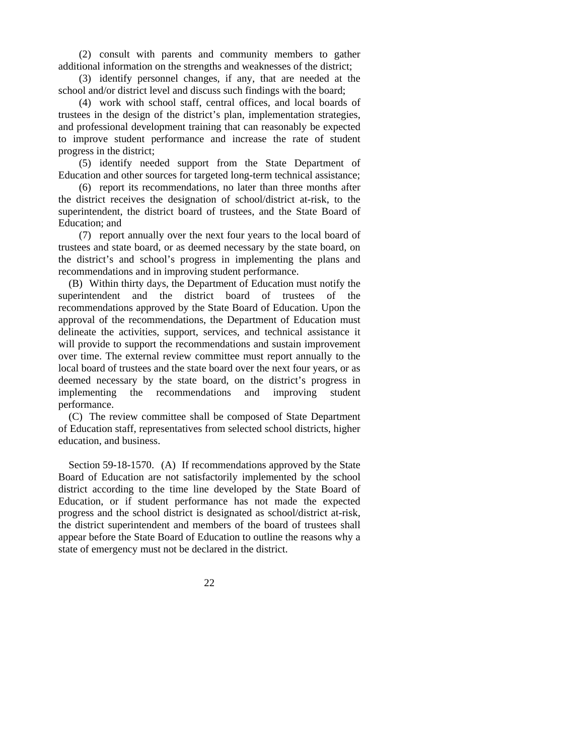(2) consult with parents and community members to gather additional information on the strengths and weaknesses of the district;

(3) identify personnel changes, if any, that are needed at the school and/or district level and discuss such findings with the board;

(4) work with school staff, central offices, and local boards of trustees in the design of the district's plan, implementation strategies, and professional development training that can reasonably be expected to improve student performance and increase the rate of student progress in the district;

(5) identify needed support from the State Department of Education and other sources for targeted long-term technical assistance;

(6) report its recommendations, no later than three months after the district receives the designation of school/district at-risk, to the superintendent, the district board of trustees, and the State Board of Education; and

(7) report annually over the next four years to the local board of trustees and state board, or as deemed necessary by the state board, on the district's and school's progress in implementing the plans and recommendations and in improving student performance.

(B) Within thirty days, the Department of Education must notify the superintendent and the district board of trustees of the recommendations approved by the State Board of Education. Upon the approval of the recommendations, the Department of Education must delineate the activities, support, services, and technical assistance it will provide to support the recommendations and sustain improvement over time. The external review committee must report annually to the local board of trustees and the state board over the next four years, or as deemed necessary by the state board, on the district's progress in implementing the recommendations and improving student performance.

(C) The review committee shall be composed of State Department of Education staff, representatives from selected school districts, higher education, and business.

Section 59-18-1570. (A) If recommendations approved by the State Board of Education are not satisfactorily implemented by the school district according to the time line developed by the State Board of Education, or if student performance has not made the expected progress and the school district is designated as school/district at-risk, the district superintendent and members of the board of trustees shall appear before the State Board of Education to outline the reasons why a state of emergency must not be declared in the district.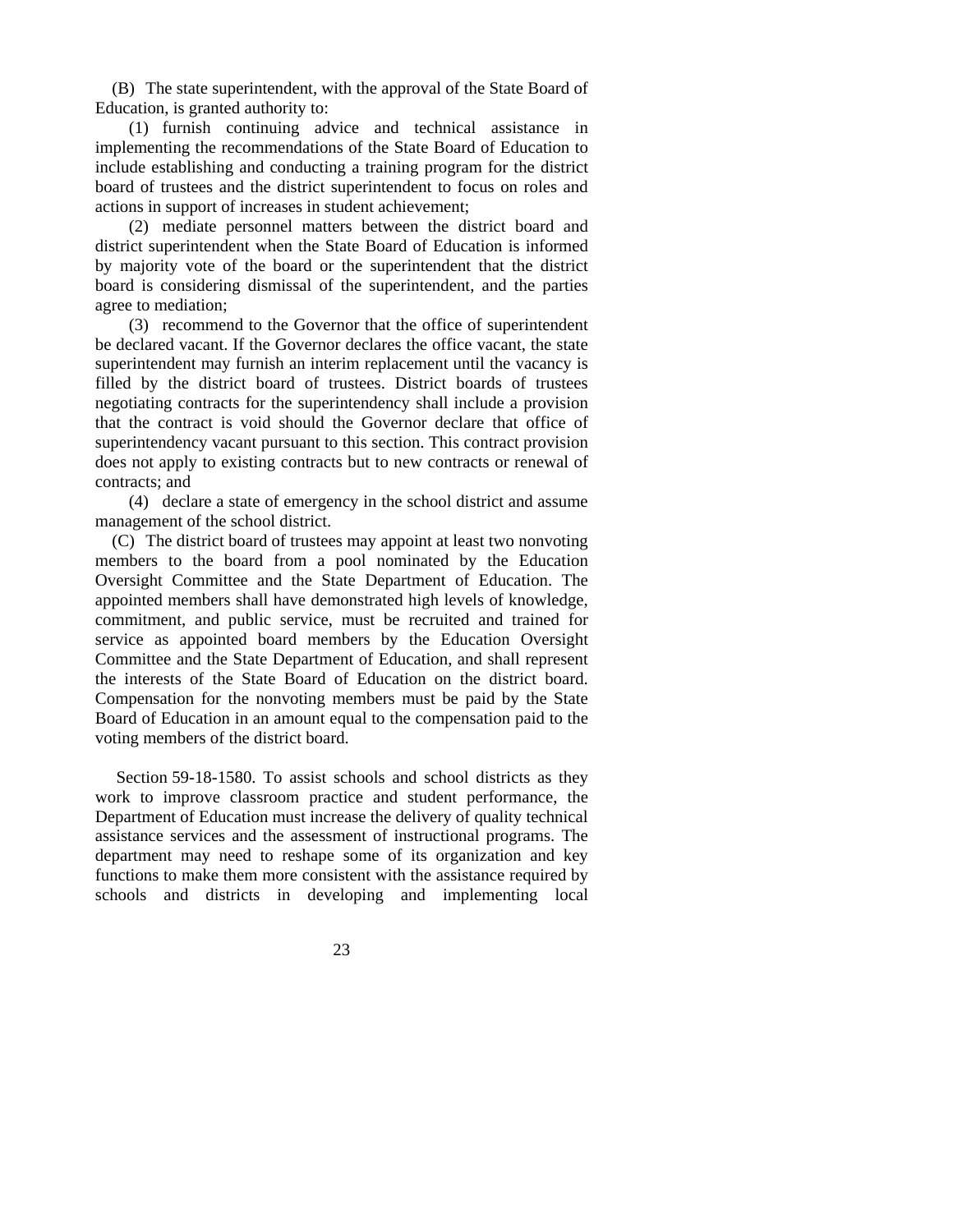(B) The state superintendent, with the approval of the State Board of Education, is granted authority to:

(1) furnish continuing advice and technical assistance in implementing the recommendations of the State Board of Education to include establishing and conducting a training program for the district board of trustees and the district superintendent to focus on roles and actions in support of increases in student achievement;

(2) mediate personnel matters between the district board and district superintendent when the State Board of Education is informed by majority vote of the board or the superintendent that the district board is considering dismissal of the superintendent, and the parties agree to mediation;

(3) recommend to the Governor that the office of superintendent be declared vacant. If the Governor declares the office vacant, the state superintendent may furnish an interim replacement until the vacancy is filled by the district board of trustees. District boards of trustees negotiating contracts for the superintendency shall include a provision that the contract is void should the Governor declare that office of superintendency vacant pursuant to this section. This contract provision does not apply to existing contracts but to new contracts or renewal of contracts; and

(4) declare a state of emergency in the school district and assume management of the school district.

(C) The district board of trustees may appoint at least two nonvoting members to the board from a pool nominated by the Education Oversight Committee and the State Department of Education. The appointed members shall have demonstrated high levels of knowledge, commitment, and public service, must be recruited and trained for service as appointed board members by the Education Oversight Committee and the State Department of Education, and shall represent the interests of the State Board of Education on the district board. Compensation for the nonvoting members must be paid by the State Board of Education in an amount equal to the compensation paid to the voting members of the district board.

Section 59-18-1580. To assist schools and school districts as they work to improve classroom practice and student performance, the Department of Education must increase the delivery of quality technical assistance services and the assessment of instructional programs. The department may need to reshape some of its organization and key functions to make them more consistent with the assistance required by schools and districts in developing and implementing local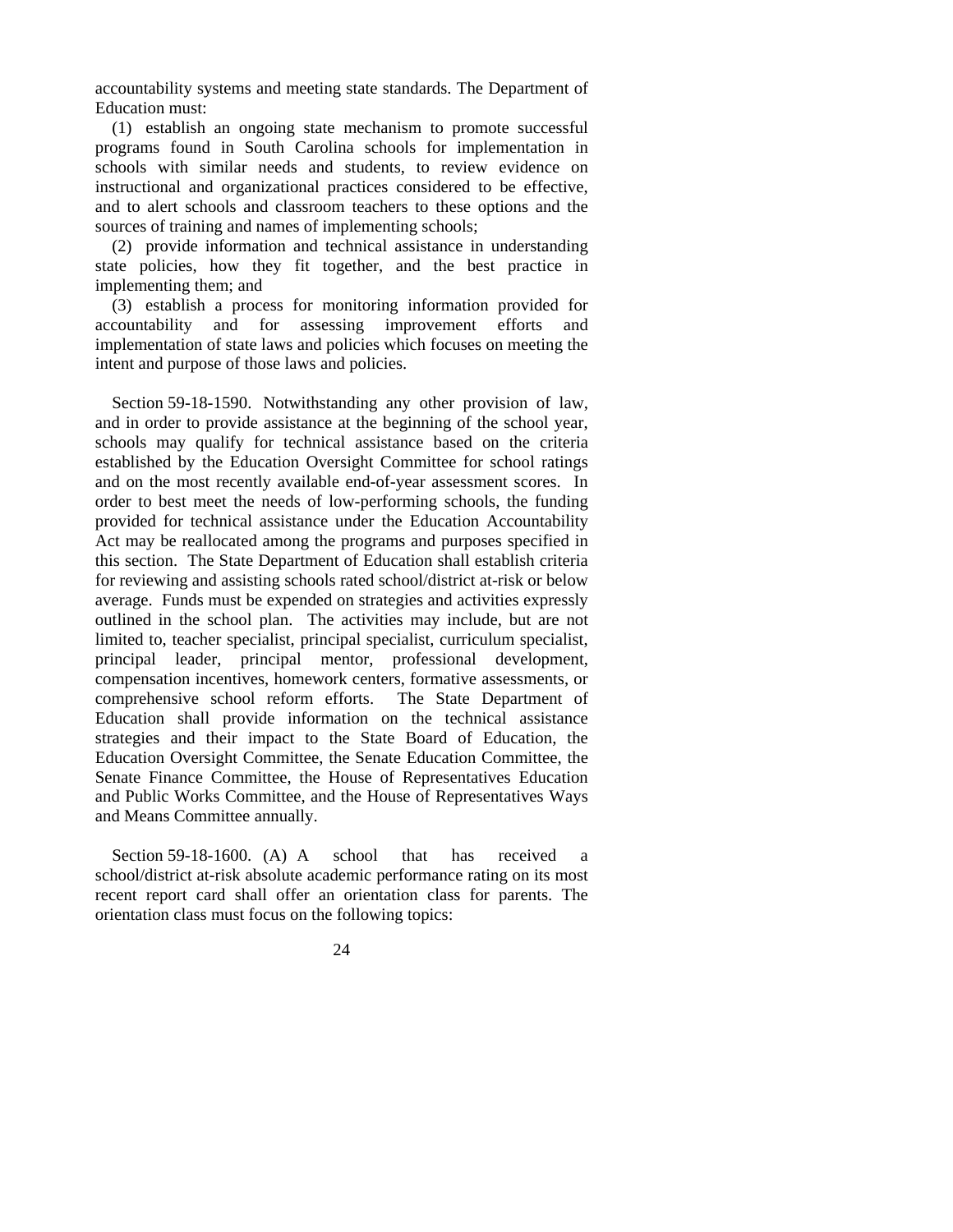accountability systems and meeting state standards. The Department of Education must:

(1) establish an ongoing state mechanism to promote successful programs found in South Carolina schools for implementation in schools with similar needs and students, to review evidence on instructional and organizational practices considered to be effective, and to alert schools and classroom teachers to these options and the sources of training and names of implementing schools;

(2) provide information and technical assistance in understanding state policies, how they fit together, and the best practice in implementing them; and

(3) establish a process for monitoring information provided for accountability and for assessing improvement efforts and implementation of state laws and policies which focuses on meeting the intent and purpose of those laws and policies.

Section 59-18-1590. Notwithstanding any other provision of law, and in order to provide assistance at the beginning of the school year, schools may qualify for technical assistance based on the criteria established by the Education Oversight Committee for school ratings and on the most recently available end-of-year assessment scores. In order to best meet the needs of low-performing schools, the funding provided for technical assistance under the Education Accountability Act may be reallocated among the programs and purposes specified in this section. The State Department of Education shall establish criteria for reviewing and assisting schools rated school/district at-risk or below average. Funds must be expended on strategies and activities expressly outlined in the school plan. The activities may include, but are not limited to, teacher specialist, principal specialist, curriculum specialist, principal leader, principal mentor, professional development, compensation incentives, homework centers, formative assessments, or comprehensive school reform efforts. The State Department of Education shall provide information on the technical assistance strategies and their impact to the State Board of Education, the Education Oversight Committee, the Senate Education Committee, the Senate Finance Committee, the House of Representatives Education and Public Works Committee, and the House of Representatives Ways and Means Committee annually.

Section 59-18-1600. (A) A school that has received a school/district at-risk absolute academic performance rating on its most recent report card shall offer an orientation class for parents. The orientation class must focus on the following topics: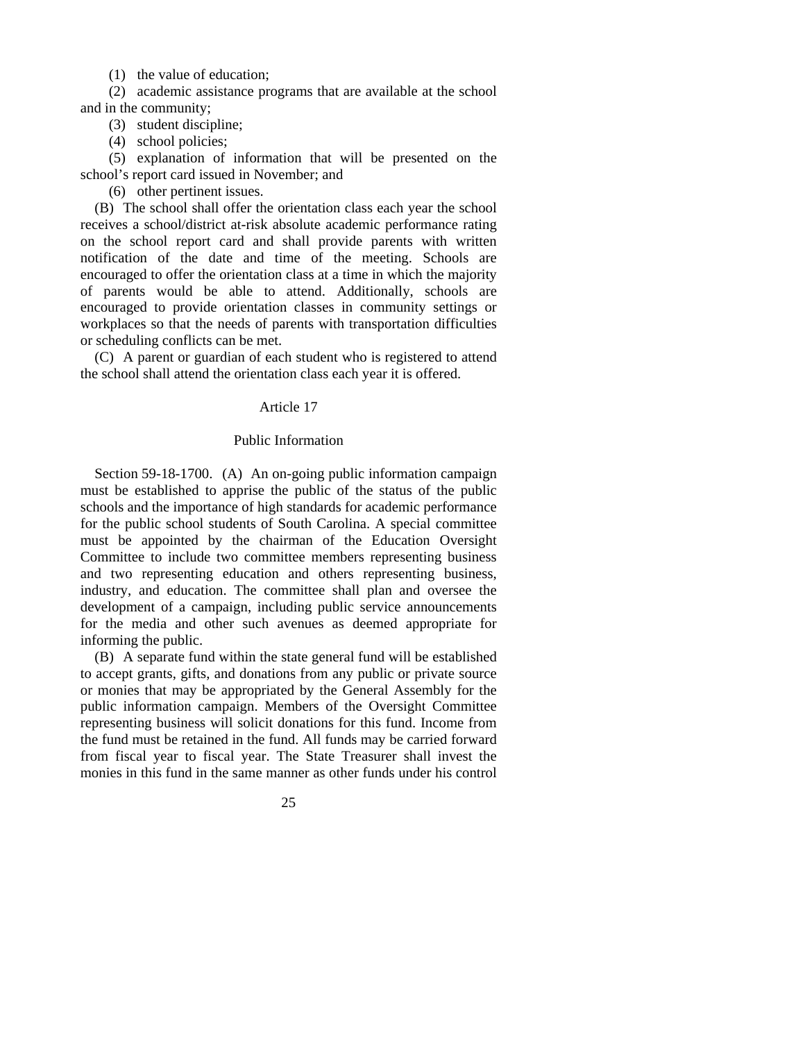(1) the value of education;

(2) academic assistance programs that are available at the school and in the community;

(3) student discipline;

(4) school policies;

(5) explanation of information that will be presented on the school's report card issued in November; and

(6) other pertinent issues.

(B) The school shall offer the orientation class each year the school receives a school/district at-risk absolute academic performance rating on the school report card and shall provide parents with written notification of the date and time of the meeting. Schools are encouraged to offer the orientation class at a time in which the majority of parents would be able to attend. Additionally, schools are encouraged to provide orientation classes in community settings or workplaces so that the needs of parents with transportation difficulties or scheduling conflicts can be met.

(C) A parent or guardian of each student who is registered to attend the school shall attend the orientation class each year it is offered.

## Article 17

## Public Information

Section 59-18-1700. (A) An on-going public information campaign must be established to apprise the public of the status of the public schools and the importance of high standards for academic performance for the public school students of South Carolina. A special committee must be appointed by the chairman of the Education Oversight Committee to include two committee members representing business and two representing education and others representing business, industry, and education. The committee shall plan and oversee the development of a campaign, including public service announcements for the media and other such avenues as deemed appropriate for informing the public.

(B) A separate fund within the state general fund will be established to accept grants, gifts, and donations from any public or private source or monies that may be appropriated by the General Assembly for the public information campaign. Members of the Oversight Committee representing business will solicit donations for this fund. Income from the fund must be retained in the fund. All funds may be carried forward from fiscal year to fiscal year. The State Treasurer shall invest the monies in this fund in the same manner as other funds under his control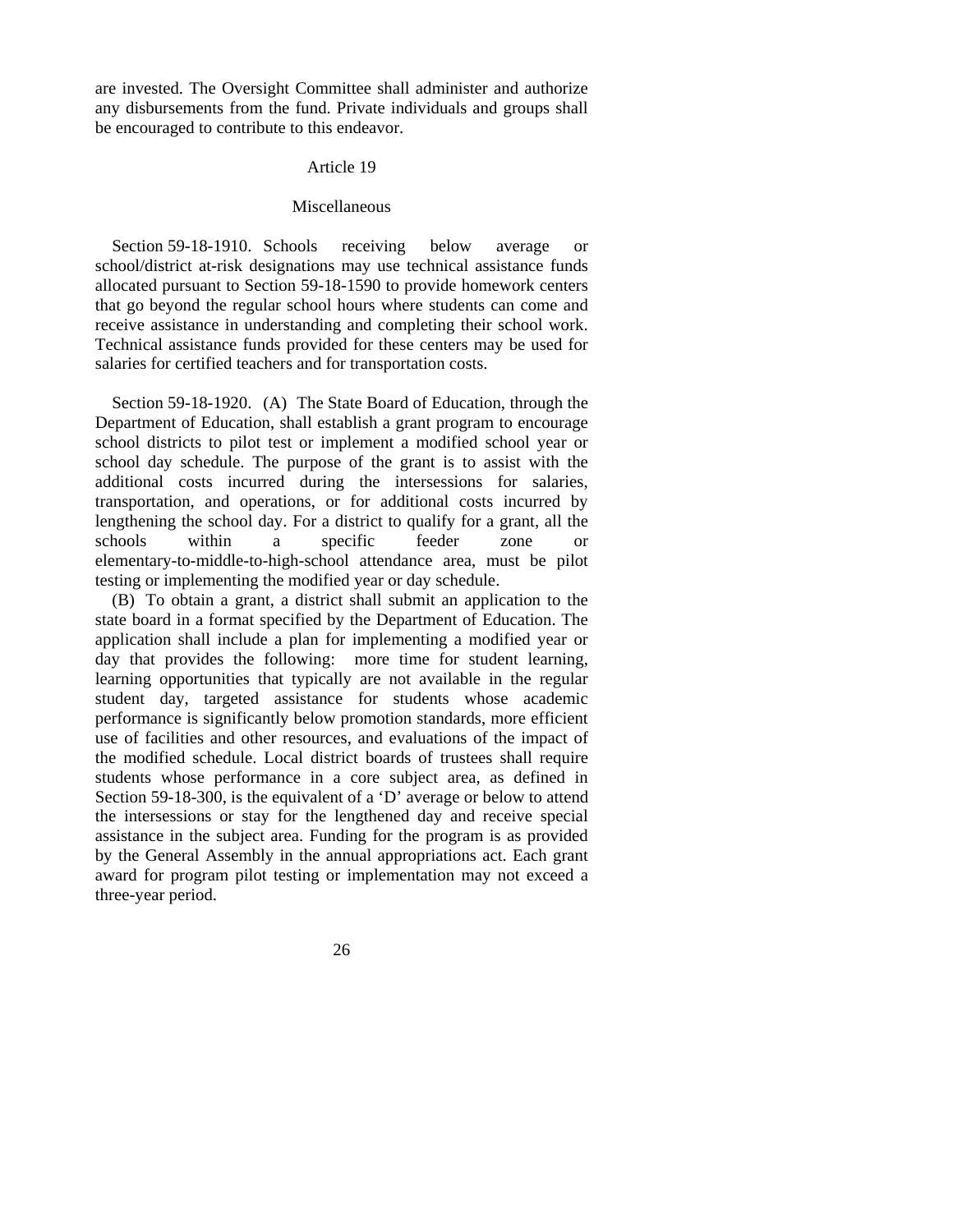are invested. The Oversight Committee shall administer and authorize any disbursements from the fund. Private individuals and groups shall be encouraged to contribute to this endeavor.

## Article 19

## Miscellaneous

Section 59-18-1910. Schools receiving below average or school/district at-risk designations may use technical assistance funds allocated pursuant to Section 59-18-1590 to provide homework centers that go beyond the regular school hours where students can come and receive assistance in understanding and completing their school work. Technical assistance funds provided for these centers may be used for salaries for certified teachers and for transportation costs.

Section 59-18-1920. (A) The State Board of Education, through the Department of Education, shall establish a grant program to encourage school districts to pilot test or implement a modified school year or school day schedule. The purpose of the grant is to assist with the additional costs incurred during the intersessions for salaries, transportation, and operations, or for additional costs incurred by lengthening the school day. For a district to qualify for a grant, all the schools within a specific feeder zone or elementary-to-middle-to-high-school attendance area, must be pilot testing or implementing the modified year or day schedule.

(B) To obtain a grant, a district shall submit an application to the state board in a format specified by the Department of Education. The application shall include a plan for implementing a modified year or day that provides the following: more time for student learning, learning opportunities that typically are not available in the regular student day, targeted assistance for students whose academic performance is significantly below promotion standards, more efficient use of facilities and other resources, and evaluations of the impact of the modified schedule. Local district boards of trustees shall require students whose performance in a core subject area, as defined in Section 59-18-300, is the equivalent of a 'D' average or below to attend the intersessions or stay for the lengthened day and receive special assistance in the subject area. Funding for the program is as provided by the General Assembly in the annual appropriations act. Each grant award for program pilot testing or implementation may not exceed a three-year period.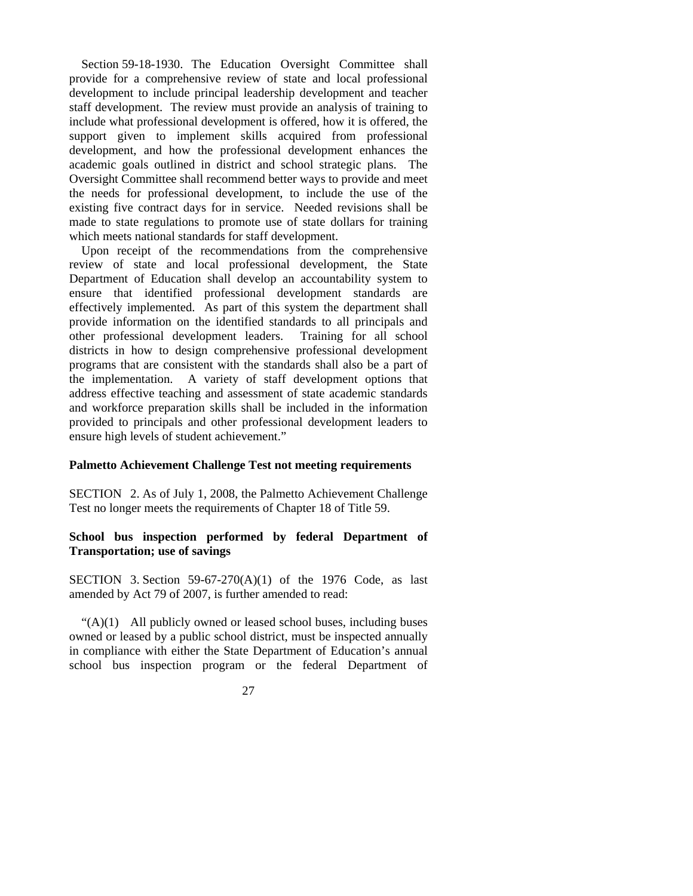Section 59-18-1930. The Education Oversight Committee shall provide for a comprehensive review of state and local professional development to include principal leadership development and teacher staff development. The review must provide an analysis of training to include what professional development is offered, how it is offered, the support given to implement skills acquired from professional development, and how the professional development enhances the academic goals outlined in district and school strategic plans. The Oversight Committee shall recommend better ways to provide and meet the needs for professional development, to include the use of the existing five contract days for in service. Needed revisions shall be made to state regulations to promote use of state dollars for training which meets national standards for staff development.

Upon receipt of the recommendations from the comprehensive review of state and local professional development, the State Department of Education shall develop an accountability system to ensure that identified professional development standards are effectively implemented. As part of this system the department shall provide information on the identified standards to all principals and other professional development leaders. Training for all school districts in how to design comprehensive professional development programs that are consistent with the standards shall also be a part of the implementation. A variety of staff development options that address effective teaching and assessment of state academic standards and workforce preparation skills shall be included in the information provided to principals and other professional development leaders to ensure high levels of student achievement."

**Palmetto Achievement Challenge Test not meeting requirements**

SECTION 2. As of July 1, 2008, the Palmetto Achievement Challenge Test no longer meets the requirements of Chapter 18 of Title 59.

**School bus inspection performed by federal Department of Transportation; use of savings**

SECTION 3. Section 59-67-270(A)(1) of the 1976 Code, as last amended by Act 79 of 2007, is further amended to read:

"(A)(1) All publicly owned or leased school buses, including buses owned or leased by a public school district, must be inspected annually in compliance with either the State Department of Education's annual school bus inspection program or the federal Department of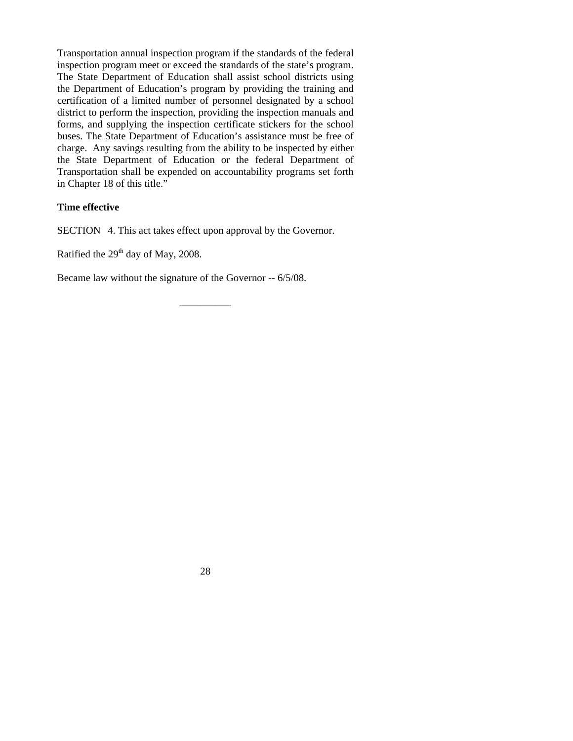Transportation annual inspection program if the standards of the federal inspection program meet or exceed the standards of the state's program. The State Department of Education shall assist school districts using the Department of Education's program by providing the training and certification of a limited number of personnel designated by a school district to perform the inspection, providing the inspection manuals and forms, and supplying the inspection certificate stickers for the school buses. The State Department of Education's assistance must be free of charge. Any savings resulting from the ability to be inspected by either the State Department of Education or the federal Department of Transportation shall be expended on accountability programs set forth in Chapter 18 of this title."

**Time effective**

SECTION 4. This act takes effect upon approval by the Governor.

Ratified the 29th day of May, 2008.

Became law without the signature of the Governor -- 6/5/08.

__________